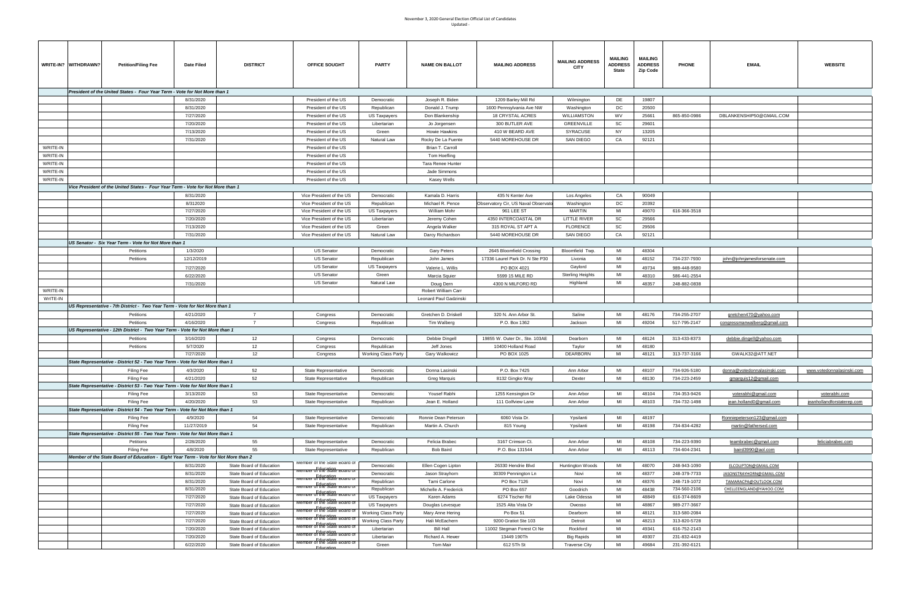November 3, 2020 General Election Official List of Candidates

Updated -

| WRITE-IN? | WITHDRAWN? | Petition/Filing Fee | Date Filed | DISTRICT | OFFICE SOUGHT | PARTY | NAME ON BALLOT | MAILING ADDRESS | MAILING ADDRESS CITY | MAILING ADDRESS State | MAILING ADDRESS Zip Code | PHONE | EMAIL | WEBSITE |
|---|---|---|---|---|---|---|---|---|---|---|---|---|---|---|
| | *President of the United States - Four Year Term - Vote for Not More than 1* | | | | | | | | | | | | | |
| | | | 8/31/2020 | | President of the US | Democratic | Joseph R. Biden | 1209 Barley Mill Rd | Wilmington | DE | 19807 | | | |
| | | | 8/31/2020 | | President of the US | Republican | Donald J. Trump | 1600 Pennsylvania Ave NW | Washington | DC | 20500 | | | |
| | | | 7/27/2020 | | President of the US | US Taxpayers | Don Blankenship | 18 CRYSTAL ACRES | WILLIAMSTON | WV | 25661 | 865-850-0986 | DBLANKENSHIP50@GMAIL.COM | |
| | | | 7/20/2020 | | President of the US | Libertarian | Jo Jorgensen | 300 BUTLER AVE | GREENVILLE | SC | 29601 | | | |
| | | | 7/13/2020 | | President of the US | Green | Howie Hawkins | 410 W BEARD AVE | SYRACUSE | NY | 13205 | | | |
| | | | 7/31/2020 | | President of the US | Natural Law | Rocky De La Fuente | 5440 MOREHOUSE DR | SAN DIEGO | CA | 92121 | | | |
| WRITE-IN | | | | | President of the US | | Brian T. Carroll | | | | | | | |
| WRITE-IN | | | | | President of the US | | Tom Hoefling | | | | | | | |
| WRITE-IN | | | | | President of the US | | Tara Renee Hunter | | | | | | | |
| WRITE-IN | | | | | President of the US | | Jade Simmons | | | | | | | |
| WRITE-IN | | | | | President of the US | | Kasey Wells | | | | | | | |
| | *Vice President of the United States - Four Year Term - Vote for Not More than 1* | | | | | | | | | | | | | |
| | | | 8/31/2020 | | Vice President of the US | Democratic | Kamala D. Harris | 435 N Kenter Ave | Los Angeles | CA | 90049 | | | |
| | | | 8/312020 | | Vice President of the US | Republican | Michael R. Pence | Observatory Cir, US Naval Observato | Washington | DC | 20392 | | | |
| | | | 7/27/2020 | | Vice President of the US | US Taxpayers | William Mohr | 961 LEE ST | MARTIN | MI | 49070 | 616-366-3518 | | |
| | | | 7/20/2020 | | Vice President of the US | Libertarian | Jeremy Cohen | 4350 INTERCOASTAL DR | LITTLE RIVER | SC | 29566 | | | |
| | | | 7/13/2020 | | Vice President of the US | Green | Angela Walker | 315 ROYAL ST APT A | FLORENCE | SC | 29506 | | | |
| | | | 7/31/2020 | | Vice President of the US | Natural Law | Darcy Richardson | 5440 MOREHOUSE DR | SAN DIEGO | CA | 92121 | | | |
| | *US Senator - Six Year Term - Vote for Not More than 1* | | | | | | | | | | | | | |
| | | Petitions | 1/3/2020 | | US Senator | Democratic | Gary Peters | 2645 Bloomfield Crossing | Bloomfield Twp. | MI | 48304 | | | |
| | | Petitions | 12/12/2019 | | US Senator | Republican | John James | 17336 Laurel Park Dr. N Ste P30 | Livonia | MI | 48152 | 734-237-7930 | john@johnjamesforsenate.com | |
| | | | 7/27/2020 | | US Senator | US Taxpayers | Valerie L. Willis | PO BOX 4021 | Gaylord | MI | 49734 | 989-448-9580 | | |
| | | | 6/22/2020 | | US Senator | Green | Marcia Squier | 5599 15 MILE RD | Sterling Heights | MI | 48310 | 586-441-2554 | | |
| | | | 7/31/2020 | | US Senator | Natural Law | Doug Dern | 4300 N MILFORD RD | Highland | MI | 48357 | 248-882-0838 | | |
| WRITE-IN | | | | | | | Robert William Carr | | | | | | | |
| WrITE-IN | | | | | | | Leonard Paul Gadzinski | | | | | | | |
| | *US Representative - 7th District - Two Year Term - Vote for Not More than 1* | | | | | | | | | | | | | |
| | | Petitions | 4/21/2020 | 7 | Congress | Democratic | Gretchen D. Driskell | 320 N. Ann Arbor St. | Saline | MI | 48176 | 734-255-2707 | gretchen470@yahoo.com | |
| | | Petitions | 4/16/2020 | 7 | Congress | Republican | Tim Walberg | P.O. Box 1362 | Jackson | MI | 49204 | 517-795-2147 | congressmanwalberg@gmail.com | |
| | *US Representative - 12th District - Two Year Term - Vote for Not More than 1* | | | | | | | | | | | | | |
| | | Petitions | 3/16/2020 | 12 | Congress | Democratic | Debbie Dingell | 19855 W. Outer Dr., Ste. 103AE | Dearborn | MI | 48124 | 313-433-8373 | debbie.dingell@yahoo.com | |
| | | Petitions | 5/7/2020 | 12 | Congress | Republican | Jeff Jones | 10400 Holland Road | Taylor | MI | 48180 | | | |
| | | | 7/27/2020 | 12 | Congress | Working Class Party | Gary Walkowicz | PO BOX 1025 | DEARBORN | MI | 48121 | 313-737-3166 | GWALK32@ATT.NET | |
| | *State Representative - District 52 - Two Year Term - Vote for Not More than 1* | | | | | | | | | | | | | |
| | | Filing Fee | 4/3/2020 | 52 | State Representative | Democratic | Donna Lasinski | P.O. Box 7425 | Ann Arbor | MI | 48107 | 734-926-5180 | donna@votedonnalasinski.com | www.votedonnalasinski.com |
| | | Filing Fee | 4/21/2020 | 52 | State Representative | Republican | Greg Marquis | 8132 Gingko Way | Dexter | MI | 48130 | 734-223-2459 | gmarquis12@gmail.com | |
| | *State Representative - District 53 - Two Year Term - Vote for Not More than 1* | | | | | | | | | | | | | |
| | | Filing Fee | 3/13/2020 | 53 | State Representative | Democratic | Yousef Rabhi | 1255 Kensington Dr | Ann Arbor | MI | 48104 | 734-353-9426 | voterabhi@gmail.com | voterabhi.com |
| | | Filing Fee | 4/20/2020 | 53 | State Representative | Republican | Jean E. Holland | 111 Golfview Lane | Ann Arbor | MI | 48103 | 734-732-1498 | jean.holland0@gmail.com | jeanhollandforstaterep.com |
| | *State Representative - District 54 - Two Year Term - Vote for Not More than 1* | | | | | | | | | | | | | |
| | | Filing Fee | 4/9/2020 | 54 | State Representative | Democratic | Ronnie Dean Peterson | 6060 Vista Dr. | Ypsilanti | MI | 48197 | | Ronniepeterson123@gmail.com | |
| | | Filing Fee | 11/27/2019 | 54 | State Representative | Republican | Martin A. Church | 815 Young | Ypsilanti | MI | 48198 | 734-834-4282 | martin@fathersed.com | |
| | *State Representative - District 55 - Two Year Term - Vote for Not More than 1* | | | | | | | | | | | | | |
| | | Petitions | 2/28/2020 | 55 | State Representative | Democratic | Felicia Brabec | 3167 Crimson Ct. | Ann Arbor | MI | 48108 | 734-223-9390 | teambrabec@gmail.com | feliciabrabec.com |
| | | Filing Fee | 4/8/2020 | 55 | State Representative | Republican | Bob Baird | P.O. Box 131544 | Ann Arbor | MI | 48113 | 734-604-2341 | baird3990@aol.com | |
| | *Member of the State Board of Education - Eight Year Term - Vote for Not More than 2* | | | | | | | | | | | | | |
| | | | 8/31/2020 | State Board of Education | Member of the State Board of Education | Democratic | Ellen Cogen Lipton | 26330 Hendrie Blvd | Huntington Woods | MI | 48070 | 248-943-1090 | ELCOLIPTON@GMAIL.COM | |
| | | | 8/31/2020 | State Board of Education | Member of the State Board of Education | Democratic | Jason Strayhorn | 30309 Pennington Ln | Novi | MI | 48377 | 248-379-7733 | JASONSTRAYHORN@GMAIL.COM | |
| | | | 8/31/2020 | State Board of Education | Member of the State Board of Education | Republican | Tami Carlone | PO Box 7126 | Novi | MI | 48376 | 248-719-1072 | TAMARACPA@OUTLOOK.COM | |
| | | | 8/31/2020 | State Board of Education | Member of the State Board of Education | Republican | Michelle A. Frederick | PO Box 657 | Goodrich | MI | 48438 | 734-560-2106 | CHELLEENGLAND@YAHOO.COM | |
| | | | 7/27/2020 | State Board of Education | Member of the State Board of Education | US Taxpayers | Karen Adams | 6274 Tischer Rd | Lake Odessa | MI | 48849 | 616-374-8609 | | |
| | | | 7/27/2020 | State Board of Education | Member of the State Board of Education | US Taxpayers | Douglas Levesque | 1525 Alta Vista Dr | Owosso | MI | 48867 | 989-277-3667 | | |
| | | | 7/27/2020 | State Board of Education | Member of the State Board of Education | Working Class Party | Mary Anne Hering | Po Box 51 | Dearborn | MI | 48121 | 313-580-2084 | | |
| | | | 7/27/2020 | State Board of Education | Member of the State Board of Education | Working Class Party | Hali McEachern | 9200 Gratiot Ste 103 | Detroit | MI | 48213 | 313-820-5728 | | |
| | | | 7/20/2020 | State Board of Education | Member of the State Board of Education | Libertarian | Bill Hall | 11002 Stegman Forest Ct Ne | Rockford | MI | 49341 | 616-752-2143 | | |
| | | | 7/20/2020 | State Board of Education | Member of the State Board of Education | Libertarian | Richard A. Hewer | 13449 190Th | Big Rapids | MI | 49307 | 231-832-4419 | | |
| | | | 6/22/2020 | State Board of Education | Member of the State Board of Education | Green | Tom Mair | 612 5Th St | Traverse City | MI | 49684 | 231-392-6121 | | |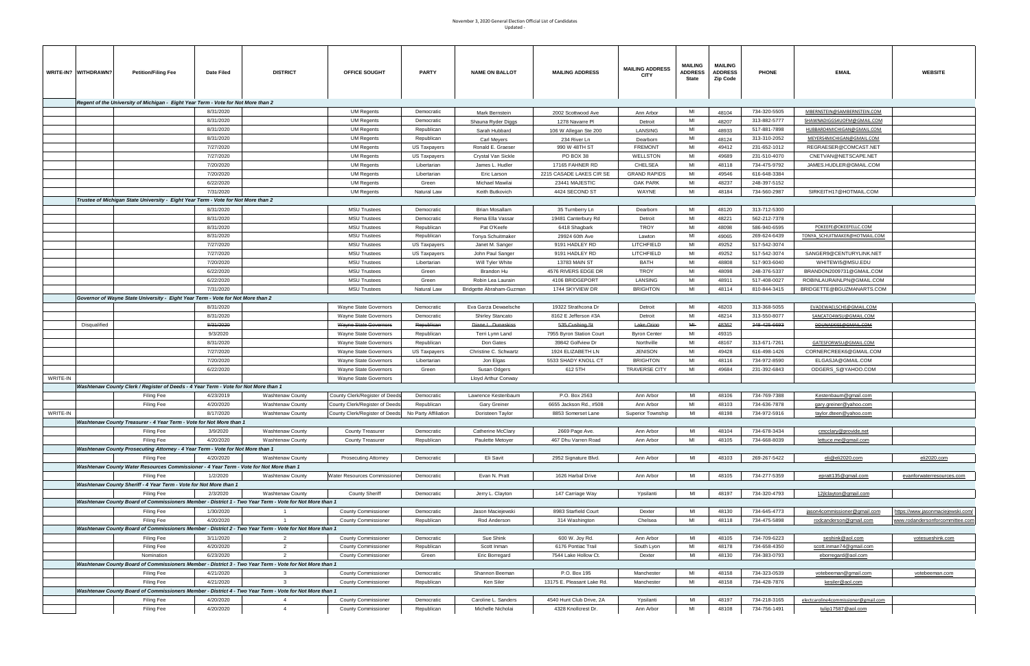November 3, 2020 General Election Official List of Candidates
Updated -

| WRITE-IN? | WITHDRAWN? | Petition/Filing Fee | Date Filed | DISTRICT | OFFICE SOUGHT | PARTY | NAME ON BALLOT | MAILING ADDRESS | MAILING ADDRESS CITY | MAILING ADDRESS State | MAILING ADDRESS Zip Code | PHONE | EMAIL | WEBSITE |
|---|---|---|---|---|---|---|---|---|---|---|---|---|---|---|
| | | *Regent of the University of Michigan - Eight Year Term - Vote for Not More than 2* | | | | | | | | | | | | |
| | | | 8/31/2020 | | UM Regents | Democratic | Mark Bernstein | 2002 Scottwood Ave | Ann Arbor | MI | 48104 | 734-320-5505 | MBERNSTEIN@SAMBERNSTEIN.COM | |
| | | | 8/31/2020 | | UM Regents | Democratic | Shauna Ryder Diggs | 1278 Navarre Pl | Detroit | MI | 48207 | 313-882-5777 | SHAWNADIGGS4UOFM@GMAIL.COM | |
| | | | 8/31/2020 | | UM Regents | Republican | Sarah Hubbard | 116 W Allegan Ste 200 | LANSING | MI | 48933 | 517-881-7898 | HUBBARD4MICHIGAN@GMAIL.COM | |
| | | | 8/31/2020 | | UM Regents | Republican | Carl Meyers | 234 River Ln | Dearborn | MI | 48124 | 313-310-2052 | MEYERS4MICHIGAN@GMAIL.COM | |
| | | | 7/27/2020 | | UM Regents | US Taxpayers | Ronald E. Graeser | 990 W 48TH ST | FREMONT | MI | 49412 | 231-652-1012 | REGRAESER@COMCAST.NET | |
| | | | 7/27/2020 | | UM Regents | US Taxpayers | Crystal Van Sickle | PO BOX 38 | WELLSTON | MI | 49689 | 231-510-4070 | CNETVAN@NETSCAPE.NET | |
| | | | 7/20/2020 | | UM Regents | Libertarian | James L. Hudler | 17165 FAHNER RD | CHELSEA | MI | 48118 | 734-475-9792 | JAMES.HUDLER@GMAIL.COM | |
| | | | 7/20/2020 | | UM Regents | Libertarian | Eric Larson | 2215 CASADE LAKES CIR SE | GRAND RAPIDS | MI | 49546 | 616-648-3384 | | |
| | | | 6/22/2020 | | UM Regents | Green | Michael Mawilai | 23441 MAJESTIC | OAK PARK | MI | 48237 | 248-397-5152 | | |
| | | | 7/31/2020 | | UM Regents | Natural Law | Keith Butkovich | 4424 SECOND ST | WAYNE | MI | 48184 | 734-560-2987 | SIRKEITH17@HOTMAIL.COM | |
| | | *Trustee of Michigan State University - Eight Year Term - Vote for Not More than 2* | | | | | | | | | | | | |
| | | | 8/31/2020 | | MSU Trustees | Democratic | Brian Mosallam | 35 Turnberry Ln | Dearborn | MI | 48120 | 313-712-5300 | | |
| | | | 8/31/2020 | | MSU Trustees | Democratic | Rema Ella Vassar | 19481 Canterbury Rd | Detroit | MI | 48221 | 562-212-7378 | | |
| | | | 8/31/2020 | | MSU Trustees | Republican | Pat O'Keefe | 6418 Shagbark | TROY | MI | 48098 | 586-940-6595 | POKEEFE@OKEEFELLC.COM | |
| | | | 8/31/2020 | | MSU Trustees | Republican | Tonya Schuitmaker | 29924 60th Ave | Lawton | MI | 49065 | 269-624-6439 | TONYA_SCHUITMAKER@HOTMAIL.COM | |
| | | | 7/27/2020 | | MSU Trustees | US Taxpayers | Janet M. Sanger | 9191 HADLEY RD | LITCHFIELD | MI | 49252 | 517-542-3074 | | |
| | | | 7/27/2020 | | MSU Trustees | US Taxpayers | John Paul Sanger | 9191 HADLEY RD | LITCHFIELD | MI | 49252 | 517-542-3074 | SANGER9@CENTURYLINK.NET | |
| | | | 7/20/2020 | | MSU Trustees | Libertarian | Will Tyler White | 13783 MAIN ST | BATH | MI | 48808 | 517-903-6040 | WHITEWI5@MSU.EDU | |
| | | | 6/22/2020 | | MSU Trustees | Green | Brandon Hu | 4576 RIVERS EDGE DR | TROY | MI | 48098 | 248-376-5337 | BRANDON2009731@GMAIL.COM | |
| | | | 6/22/2020 | | MSU Trustees | Green | Robin Lea Laurain | 4106 BRIDGEPORT | LANSING | MI | 48911 | 517-408-0027 | ROBINLAURAINLPN@GMAIL.COM | |
| | | | 7/31/2020 | | MSU Trustees | Natural Law | Bridgette Abraham-Guzman | 1744 SKYVIEW DR | BRIGHTON | MI | 48114 | 810-844-3415 | BRIDGETTE@BGUZMANARTS.COM | |
| | | *Governor of Wayne State University - Eight Year Term - Vote for Not More than 2* | | | | | | | | | | | | |
| | | | 8/31/2020 | | Wayne State Governors | Democratic | Eva Garza Dewaelsche | 19322 Strathcona Dr | Detroit | MI | 48203 | 313-368-5055 | EVADEWAELSCHE@GMAIL.COM | |
| | | | 8/31/2020 | | Wayne State Governors | Democratic | Shirley Stancato | 8162 E Jefferson #3A | Detroit | MI | 48214 | 313-550-8077 | SANCATO4WSU@GMAIL.COM | |
| | Disqualified | | ~~8/31/2020~~ | | ~~Wayne State Governors~~ | ~~Republican~~ | ~~Diane L. Dunaskiss~~ | ~~535 Cushing St~~ | ~~Lake Orion~~ | ~~MI~~ | ~~48362~~ | ~~248-425-6693~~ | ~~DDUNASKISS@GMAIL.COM~~ | |
| | | | 9/3/2020 | | Wayne State Governors | Republican | Terri Lynn Land | 7955 Byron Station Court | Byron Center | MI | 49315 | | | |
| | | | 8/31/2020 | | Wayne State Governors | Republican | Don Gates | 39842 Golfview Dr | Northville | MI | 48167 | 313-671-7261 | GATESFORWSU@GMAIL.COM | |
| | | | 7/27/2020 | | Wayne State Governors | US Taxpayers | Christine C. Schwartz | 1924 ELIZABETH LN | JENISON | MI | 49428 | 616-498-1426 | CORNERCREEK6@GMAIL.COM | |
| | | | 7/20/2020 | | Wayne State Governors | Libertarian | Jon Elgas | 5533 SHADY KNOLL CT | BRIGHTON | MI | 48116 | 734-972-8590 | ELGASJA@GMAIL.COM | |
| | | | 6/22/2020 | | Wayne State Governors | Green | Susan Odgers | 612 5TH | TRAVERSE CITY | MI | 49684 | 231-392-6843 | ODGERS_S@YAHOO.COM | |
| WRITE-IN | | | | | Wayne State Governors | | Lloyd Arthur Conway | | | | | | | |
| | | *Washtenaw County Clerk / Register of Deeds - 4 Year Term - Vote for Not More than 1* | | | | | | | | | | | | |
| | | Filing Fee | 4/23/2019 | Washtenaw County | County Clerk/Register of Deeds | Democratic | Lawrence Kestenbaum | P.O. Box 2563 | Ann Arbor | MI | 48106 | 734-769-7388 | Kestenbaum@gmail.com | |
| | | Filing Fee | 4/20/2020 | Washtenaw County | County Clerk/Register of Deeds | Republican | Gary Greiner | 6655 Jackson Rd., #508 | Ann Arbor | MI | 48103 | 734-636-7878 | gary.greiner@yahoo.com | |
| WRITE-IN | | | 8/17/2020 | Washtenaw County | County Clerk/Register of Deeds | No Party Affiliation | Doristeen Taylor | 8853 Somerset Lane | Superior Township | MI | 48198 | 734-972-5916 | taylor.dteen@yahoo.com | |
| | | *Washtenaw County Treasurer - 4 Year Term - Vote for Not More than 1* | | | | | | | | | | | | |
| | | Filing Fee | 3/9/2020 | Washtenaw County | County Treasurer | Democratic | Catherine McClary | 2669 Page Ave. | Ann Arbor | MI | 48104 | 734-678-3434 | cmcclary@provide.net | |
| | | Filing Fee | 4/20/2020 | Washtenaw County | County Treasurer | Republican | Paulette Metoyer | 467 Dhu Varren Road | Ann Arbor | MI | 48105 | 734-668-8039 | lettuce.me@gmail.com | |
| | | *Washtenaw County Prosecuting Attorney - 4 Year Term - Vote for Not More than 1* | | | | | | | | | | | | |
| | | Filing Fee | 4/20/2020 | Washtenaw County | Prosecuting Attorney | Democratic | Eli Savit | 2952 Signature Blvd. | Ann Arbor | MI | 48103 | 269-267-5422 | eli@eli2020.com | eli2020.com |
| | | *Washtenaw County Water Resources Commissioner - 4 Year Term - Vote for Not More than 1* | | | | | | | | | | | | |
| | | Filing Fee | 1/2/2020 | Washtenaw County | Water Resources Commissioner | Democratic | Evan N. Pratt | 1626 Harbal Drive | Ann Arbor | MI | 48105 | 734-277-5359 | epratt135@gmail.com | evanforwaterresources.com |
| | | *Washtenaw County Sheriff - 4 Year Term - Vote for Not More than 1* | | | | | | | | | | | | |
| | | Filing Fee | 2/3/2020 | Washtenaw County | County Sheriff | Democratic | Jerry L. Clayton | 147 Carriage Way | Ypsilanti | MI | 48197 | 734-320-4793 | 12jlclayton@gmail.com | |
| | | *Washtenaw County Board of Commissioners Member - District 1 - Two Year Term - Vote for Not More than 1* | | | | | | | | | | | | |
| | | Filing Fee | 1/30/2020 | 1 | County Commissioner | Democratic | Jason Maciejewski | 8983 Starfield Court | Dexter | MI | 48130 | 734-645-4773 | jason4commissioner@gmail.com | https://www.jasonmaciejewski.com/ |
| | | Filing Fee | 4/20/2020 | 1 | County Commissioner | Republican | Rod Anderson | 314 Washington | Chelsea | MI | 48118 | 734-475-5898 | rodcanderson@gmail.com | www.rodandersonforcommittee.com |
| | | *Washtenaw County Board of Commissioners Member - District 2 - Two Year Term - Vote for Not More than 1* | | | | | | | | | | | | |
| | | Filing Fee | 3/11/2020 | 2 | County Commissioner | Democratic | Sue Shink | 600 W. Joy Rd. | Ann Arbor | MI | 48105 | 734-709-6223 | seshink@aol.com | votesueshink.com |
| | | Filing Fee | 4/20/2020 | 2 | County Commissioner | Republican | Scott Inman | 6176 Pontiac Trail | South Lyon | MI | 48178 | 734-658-4350 | scott.inman74@gmail.com | |
| | | Nomination | 6/23/2020 | 2 | County Commissioner | Green | Eric Borregard | 7544 Lake Hollow Ct. | Dexter | MI | 48130 | 734-383-0793 | eborregard@aol.com | |
| | | *Washtenaw County Board of Commissioners Member - District 3 - Two Year Term - Vote for Not More than 1* | | | | | | | | | | | | |
| | | Filing Fee | 4/21/2020 | 3 | County Commissioner | Democratic | Shannon Beeman | P.O. Box 195 | Manchester | MI | 48158 | 734-323-0539 | votebeeman@gmail.com | votebeeman.com |
| | | Filing Fee | 4/21/2020 | 3 | County Commissioner | Republican | Ken Siler | 13175 E. Pleasant Lake Rd. | Manchester | MI | 48158 | 734-428-7876 | kesiler@aol.com | |
| | | *Washtenaw County Board of Commissioners Member - District 4 - Two Year Term - Vote for Not More than 1* | | | | | | | | | | | | |
| | | Filing Fee | 4/20/2020 | 4 | County Commissioner | Democratic | Caroline L. Sanders | 4540 Hunt Club Drive, 2A | Ypsilanti | MI | 48197 | 734-218-3165 | electcaroline4commissioner@gmail.com | |
| | | Filing Fee | 4/20/2020 | 4 | County Commissioner | Republican | Michelle Nicholai | 4328 Knollcrest Dr. | Ann Arbor | MI | 48108 | 734-756-1491 | tulip17587@aol.com | |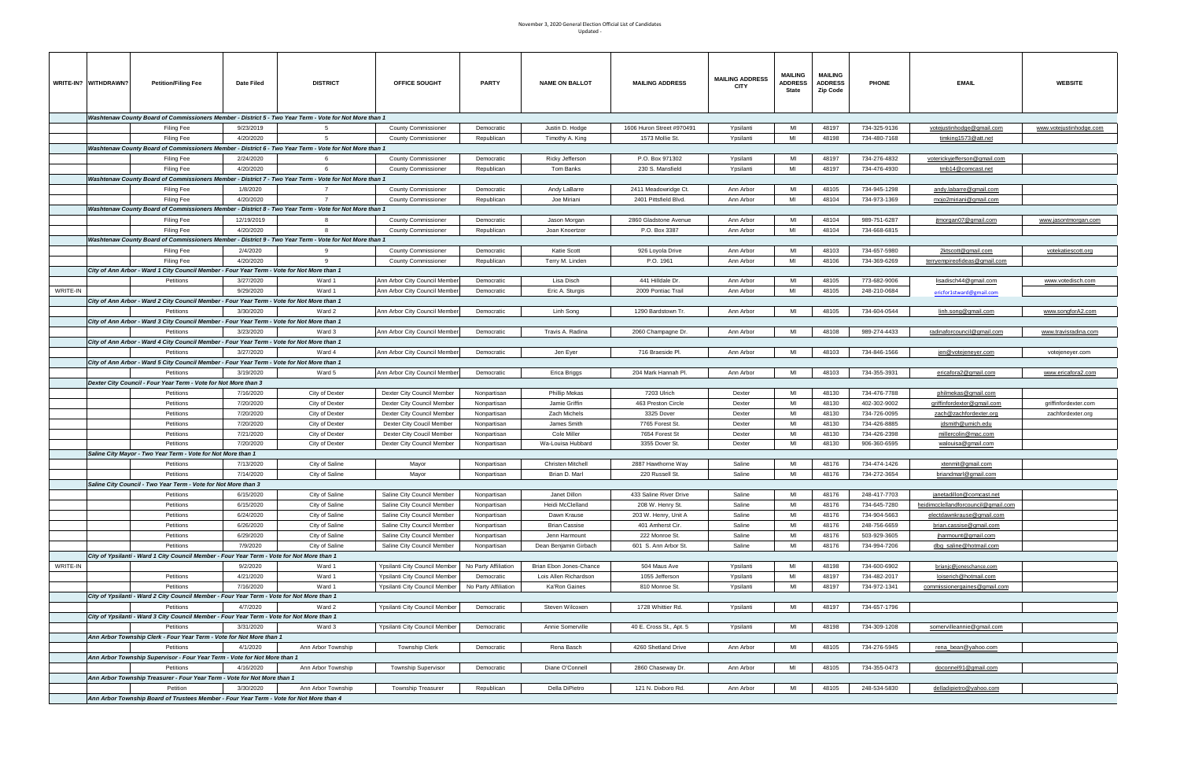November 3, 2020 General Election Official List of Candidates
Updated -

| WRITE-IN? | WITHDRAWN? | Petition/Filing Fee | Date Filed | DISTRICT | OFFICE SOUGHT | PARTY | NAME ON BALLOT | MAILING ADDRESS | MAILING ADDRESS CITY | MAILING ADDRESS State | MAILING ADDRESS Zip Code | PHONE | EMAIL | WEBSITE |
|---|---|---|---|---|---|---|---|---|---|---|---|---|---|---|
| | | *Washtenaw County Board of Commissioners Member - District 5 - Two Year Term - Vote for Not More than 1* | | | | | | | | | | | | |
| | | Filing Fee | 9/23/2019 | 5 | County Commissioner | Democratic | Justin D. Hodge | 1606 Huron Street #970491 | Ypsilanti | MI | 48197 | 734-325-9136 | votejustinhodge@gmail.com | www.votejustinhodge.com |
| | | Filing Fee | 4/20/2020 | 5 | County Commissioner | Republican | Timothy A. King | 1573 Mollie St. | Ypsilanti | MI | 48198 | 734-480-7168 | timking1573@att.net | |
| | | *Washtenaw County Board of Commissioners Member - District 6 - Two Year Term - Vote for Not More than 1* | | | | | | | | | | | | |
| | | Filing Fee | 2/24/2020 | 6 | County Commissioner | Democratic | Ricky Jefferson | P.O. Box 971302 | Ypsilanti | MI | 48197 | 734-276-4832 | voterickyjefferson@gmail.com | |
| | | Filing Fee | 4/20/2020 | 6 | County Commissioner | Republican | Tom Banks | 230 S. Mansfield | Ypsilanti | MI | 48197 | 734-476-4930 | tmb14@comcast.net | |
| | | *Washtenaw County Board of Commissioners Member - District 7 - Two Year Term - Vote for Not More than 1* | | | | | | | | | | | | |
| | | Filing Fee | 1/8/2020 | 7 | County Commissioner | Democratic | Andy LaBarre | 2411 Meadowridge Ct. | Ann Arbor | MI | 48105 | 734-945-1298 | andy.labarre@gmail.com | |
| | | Filing Fee | 4/20/2020 | 7 | County Commissioner | Republican | Joe Miriani | 2401 Pittsfield Blvd. | Ann Arbor | MI | 48104 | 734-973-1369 | mojo2miriani@gmail.com | |
| | | *Washtenaw County Board of Commissioners Member - District 8 - Two Year Term - Vote for Not More than 1* | | | | | | | | | | | | |
| | | Filing Fee | 12/19/2019 | 8 | County Commissioner | Democratic | Jason Morgan | 2860 Gladstone Avenue | Ann Arbor | MI | 48104 | 989-751-6287 | jtmorgan07@gmail.com | www.jasontmorgan.com |
| | | Filing Fee | 4/20/2020 | 8 | County Commissioner | Republican | Joan Knoertzer | P.O. Box 3387 | Ann Arbor | MI | 48104 | 734-668-6815 | | |
| | | *Washtenaw County Board of Commissioners Member - District 9 - Two Year Term - Vote for Not More than 1* | | | | | | | | | | | | |
| | | Filing Fee | 2/4/2020 | 9 | County Commissioner | Democratic | Katie Scott | 926 Loyola Drive | Ann Arbor | MI | 48103 | 734-657-5980 | 2ktscott@gmail.com | votekatiescott.org |
| | | Filing Fee | 4/20/2020 | 9 | County Commissioner | Republican | Terry M. Linden | P.O. 1961 | Ann Arbor | MI | 48106 | 734-369-6269 | terryempireofideas@gmail.com | |
| | | *City of Ann Arbor - Ward 1 City Council Member - Four Year Term - Vote for Not More than 1* | | | | | | | | | | | | |
| | | Petitions | 3/27/2020 | Ward 1 | Ann Arbor City Council Member | Democratic | Lisa Disch | 441 Hilldale Dr. | Ann Arbor | MI | 48105 | 773-682-9006 | lisadisch44@gmail.com | www.votedisch.com |
| WRITE-IN | | | 9/29/2020 | Ward 1 | Ann Arbor City Council Member | Democratic | Eric A. Sturgis | 2009 Pontiac Trail | Ann Arbor | MI | 48105 | 248-210-0684 | ericfor1stward@gmail.com | |
| | | *City of Ann Arbor - Ward 2 City Council Member - Four Year Term - Vote for Not More than 1* | | | | | | | | | | | | |
| | | Petitions | 3/30/2020 | Ward 2 | Ann Arbor City Council Member | Democratic | Linh Song | 1290 Bardstown Tr. | Ann Arbor | MI | 48105 | 734-604-0544 | linh.song@gmail.com | www.songforA2.com |
| | | *City of Ann Arbor - Ward 3 City Council Member - Four Year Term - Vote for Not More than 1* | | | | | | | | | | | | |
| | | Petitions | 3/23/2020 | Ward 3 | Ann Arbor City Council Member | Democratic | Travis A. Radina | 2060 Champagne Dr. | Ann Arbor | MI | 48108 | 989-274-4433 | radinaforcouncil@gmail.com | www.travisradina.com |
| | | *City of Ann Arbor - Ward 4 City Council Member - Four Year Term - Vote for Not More than 1* | | | | | | | | | | | | |
| | | Petitions | 3/27/2020 | Ward 4 | Ann Arbor City Council Member | Democratic | Jen Eyer | 716 Braeside Pl. | Ann Arbor | MI | 48103 | 734-846-1566 | jen@votejeneyer.com | votejeneyer.com |
| | | *City of Ann Arbor - Ward 5 City Council Member - Four Year Term - Vote for Not More than 1* | | | | | | | | | | | | |
| | | Petitions | 3/19/2020 | Ward 5 | Ann Arbor City Council Member | Democratic | Erica Briggs | 204 Mark Hannah Pl. | Ann Arbor | MI | 48103 | 734-355-3931 | ericafora2@gmail.com | www.ericafora2.com |
| | | *Dexter City Council - Four Year Term - Vote for Not More than 3* | | | | | | | | | | | | |
| | | Petitions | 7/16/2020 | City of Dexter | Dexter City Council Member | Nonpartisan | Phillip Mekas | 7203 Ulrich | Dexter | MI | 48130 | 734-476-7788 | philmekas@gmail.com | |
| | | Petitions | 7/20/2020 | City of Dexter | Dexter City Council Member | Nonpartisan | Jamie Griffin | 463 Preston Circle | Dexter | MI | 48130 | 402-302-9002 | griffinfordexter@gmail.com | griffinfordexter.com |
| | | Petitions | 7/20/2020 | City of Dexter | Dexter City Council Member | Nonpartisan | Zach Michels | 3325 Dover | Dexter | MI | 48130 | 734-726-0095 | zach@zachfordexter.org | zachfordexter.org |
| | | Petitions | 7/20/2020 | City of Dexter | Dexter City Coucil Member | Nonpartisan | James Smith | 7765 Forest St. | Dexter | MI | 48130 | 734-426-8885 | jdsmith@umich.edu | |
| | | Petitions | 7/21/2020 | City of Dexter | Dexter City Coucil Member | Nonpartisan | Cole Miller | 7654 Forest St | Dexter | MI | 48130 | 734-426-2398 | millercolin@mac.com | |
| | | Petitions | 7/20/2020 | City of Dexter | Dexter City Council Member | Nonpartisan | Wa-Louisa Hubbard | 3355 Dover St. | Dexter | MI | 48130 | 906-360-6595 | walouisa@gmail.com | |
| | | *Saline City Mayor - Two Year Term - Vote for Not More than 1* | | | | | | | | | | | | |
| | | Petitions | 7/13/2020 | City of Saline | Mayor | Nonpartisan | Christen Mitchell | 2887 Hawthorne Way | Saline | MI | 48176 | 734-474-1426 | xtenmit@gmail.com | |
| | | Petitions | 7/14/2020 | City of Saline | Mayor | Nonpartisan | Brian D. Marl | 220 Russell St. | Saline | MI | 48176 | 734-272-3654 | briandmarl@gmail.com | |
| | | *Saline City Council - Two Year Term - Vote for Not More than 3* | | | | | | | | | | | | |
| | | Petitions | 6/15/2020 | City of Saline | Saline City Council Member | Nonpartisan | Janet Dillon | 433 Saline River Drive | Saline | MI | 48176 | 248-417-7703 | janetadillon@comcast.net | |
| | | Petitions | 6/15/2020 | City of Saline | Saline City Council Member | Nonpartisan | Heidi McClelland | 208 W. Henry St. | Saline | MI | 48176 | 734-645-7280 | heidimcclellandforcouncil@gmail.com | |
| | | Petitions | 6/24/2020 | City of Saline | Saline City Council Member | Nonpartisan | Dawn Krause | 203 W. Henry, Unit A | Saline | MI | 48176 | 734-904-5663 | electdawnkrause@gmail.com | |
| | | Petitions | 6/26/2020 | City of Saline | Saline City Council Member | Nonpartisan | Brian Cassise | 401 Amherst Cir. | Saline | MI | 48176 | 248-756-6659 | brian.cassise@gmail.com | |
| | | Petitions | 6/29/2020 | City of Saline | Saline City Council Member | Nonpartisan | Jenn Harmount | 222 Monroe St. | Saline | MI | 48176 | 503-929-3605 | jharmount@gmail.com | |
| | | Petitions | 7/9/2020 | City of Saline | Saline City Council Member | Nonpartisan | Dean Benjamin Girbach | 601 S. Ann Arbor St. | Saline | MI | 48176 | 734-994-7206 | dbg_saline@hotmail.com | |
| | | *City of Ypsilanti - Ward 1 City Council Member - Four Year Term - Vote for Not More than 1* | | | | | | | | | | | | |
| WRITE-IN | | | 9/2/2020 | Ward 1 | Ypsilanti City Council Member | No Party Affiliation | Brian Ebon Jones-Chance | 504 Maus Ave | Ypsilanti | MI | 48198 | 734-600-6902 | brianjc@joneschance.com | |
| | | Petitions | 4/21/2020 | Ward 1 | Ypsilanti City Council Member | Democratic | Lois Allen Richardson | 1055 Jefferson | Ypsilanti | MI | 48197 | 734-482-2017 | loiserich@hotmail.com | |
| | | Petitions | 7/16/2020 | Ward 1 | Ypsilanti City Council Member | No Party Affiliation | Ka'Ron Gaines | 810 Monroe St. | Ypsilanti | MI | 48197 | 734-972-1341 | commissionergaines@gmail.com | |
| | | *City of Ypsilanti - Ward 2 City Council Member - Four Year Term - Vote for Not More than 1* | | | | | | | | | | | | |
| | | Petitions | 4/7/2020 | Ward 2 | Ypsilanti City Council Member | Democratic | Steven Wilcoxen | 1728 Whittier Rd. | Ypsilanti | MI | 48197 | 734-657-1796 | | |
| | | *City of Ypsilanti - Ward 3 City Council Member - Four Year Term - Vote for Not More than 1* | | | | | | | | | | | | |
| | | Petitions | 3/31/2020 | Ward 3 | Ypsilanti City Council Member | Democratic | Annie Somerville | 40 E. Cross St., Apt. 5 | Ypsilanti | MI | 48198 | 734-309-1208 | somervilleannie@gmail.com | |
| | | *Ann Arbor Township Clerk - Four Year Term - Vote for Not More than 1* | | | | | | | | | | | | |
| | | Petitions | 4/1/2020 | Ann Arbor Township | Township Clerk | Democratic | Rena Basch | 4260 Shetland Drive | Ann Arbor | MI | 48105 | 734-276-5945 | rena_bean@yahoo.com | |
| | | *Ann Arbor Township Supervisor - Four Year Term - Vote for Not More than 1* | | | | | | | | | | | | |
| | | Petitions | 4/16/2020 | Ann Arbor Township | Township Supervisor | Democratic | Diane O'Connell | 2860 Chaseway Dr. | Ann Arbor | MI | 48105 | 734-355-0473 | doconnel91@gmail.com | |
| | | *Ann Arbor Township Treasurer - Four Year Term - Vote for Not More than 1* | | | | | | | | | | | | |
| | | Petition | 3/30/2020 | Ann Arbor Township | Township Treasurer | Republican | Della DiPietro | 121 N. Dixboro Rd. | Ann Arbor | MI | 48105 | 248-534-5830 | delladipietro@yahoo.com | |
| | | *Ann Arbor Township Board of Trustees Member - Four Year Term - Vote for Not More than 4* | | | | | | | | | | | | |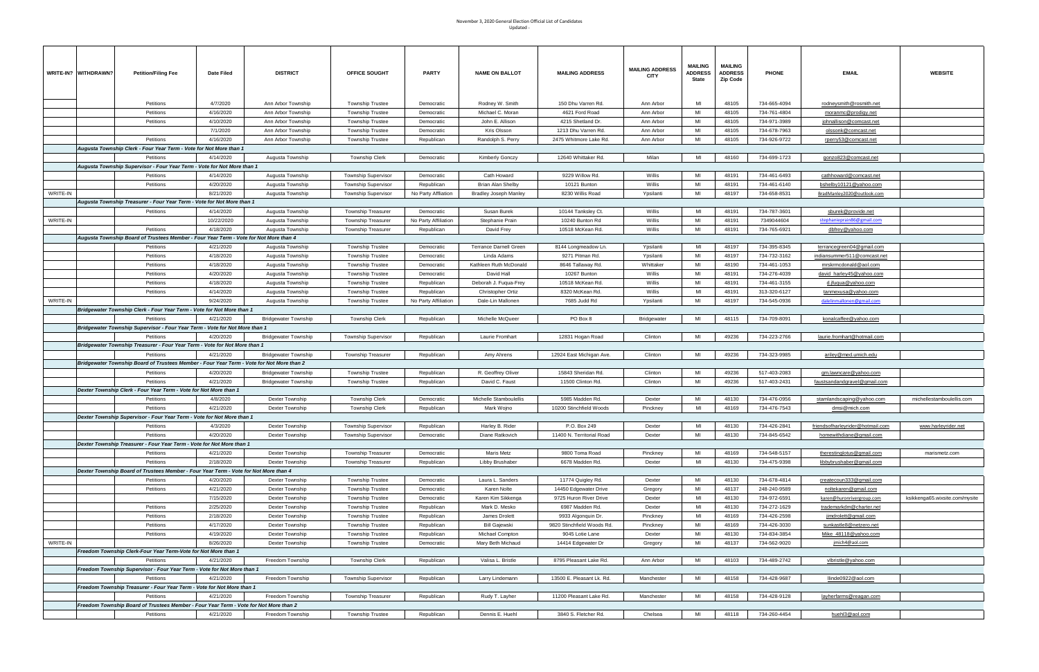November 3, 2020 General Election Official List of Candidates
Updated -

| WRITE-IN? | WITHDRAWN? | Petition/Filing Fee | Date Filed | DISTRICT | OFFICE SOUGHT | PARTY | NAME ON BALLOT | MAILING ADDRESS | MAILING ADDRESS CITY | MAILING ADDRESS State | MAILING ADDRESS Zip Code | PHONE | EMAIL | WEBSITE |
|---|---|---|---|---|---|---|---|---|---|---|---|---|---|---|
| | | Petitions | 4/7/2020 | Ann Arbor Township | Township Trustee | Democratic | Rodney W. Smith | 150 Dhu Varren Rd. | Ann Arbor | MI | 48105 | 734-665-4094 | rodneysmith@rosmith.net | |
| | | Petitions | 4/16/2020 | Ann Arbor Township | Township Trustee | Democratic | Michael C. Moran | 4621 Ford Road | Ann Arbor | MI | 48105 | 734-761-4804 | moranmc@prodigy.net | |
| | | Petitions | 4/10/2020 | Ann Arbor Township | Township Trustee | Democratic | John E. Allison | 4215 Shetland Dr. | Ann Arbor | MI | 48105 | 734-971-3989 | johnallison@comcast.net | |
| | | | 7/1/2020 | Ann Arbor Township | Township Trustee | Democratic | Kris Olsson | 1213 Dhu Varren Rd. | Ann Arbor | MI | 48105 | 734-678-7963 | olssonk@comcast.net | |
| | | Petitions | 4/16/2020 | Ann Arbor Township | Township Trustee | Republican | Randolph S. Perry | 2475 Whitmore Lake Rd. | Ann Arbor | MI | 48105 | 734-926-9722 | rperry53@comcast.net | |
| | | *Augusta Township Clerk - Four Year Term - Vote for Not More than 1* | | | | | | | | | | | | |
| | | Petitions | 4/14/2020 | Augusta Township | Township Clerk | Democratic | Kimberly Gonczy | 12640 Whittaker Rd. | Milan | MI | 48160 | 734-699-1723 | gonzo823@comcast.net | |
| | | *Augusta Township Supervisor - Four Year Term - Vote for Not More than 1* | | | | | | | | | | | | |
| | | Petitions | 4/14/2020 | Augusta Township | Township Supervisor | Democratic | Cath Howard | 9229 Willow Rd. | Willis | MI | 48191 | 734-461-6493 | cathhoward@comcast.net | |
| | | Petitions | 4/20/2020 | Augusta Township | Township Supervisor | Republican | Brian Alan Shelby | 10121 Bunton | Willis | MI | 48191 | 734-461-6140 | bshelby10121@yahoo.com | |
| WRITE-IN | | | 8/21/2020 | Augusta Township | Township Supervisor | No Party Affiliation | Bradley Joseph Manley | 8230 Willis Road | Ypsilanti | MI | 48197 | 734-658-8531 | BradManley2020@outlook.com | |
| | | *Augusta Township Treasurer - Four Year Term - Vote for Not More than 1* | | | | | | | | | | | | |
| | | Petitions | 4/14/2020 | Augusta Township | Township Treasurer | Democratic | Susan Burek | 10144 Tanksley Ct. | Willis | MI | 48191 | 734-787-3601 | sburek@provide.net | |
| WRITE-IN | | | 10/22/2020 | Augusta Township | Township Treasurer | No Party Affiliation | Stephanie Prain | 10240 Bunton Rd | Willis | MI | 48191 | 7349044604 | stephanieprain86@gmail.com | |
| | | Petitions | 4/18/2020 | Augusta Township | Township Treasurer | Republican | David Frey | 10518 McKean Rd. | Willis | MI | 48191 | 734-765-6921 | dbfrey@yahoo.com | |
| | | *Augusta Township Board of Trustees Member - Four Year Term - Vote for Not More than 4* | | | | | | | | | | | | |
| | | Petitions | 4/21/2020 | Augusta Township | Township Trustee | Democratic | Terrance Darnell Green | 8144 Longmeadow Ln. | Ypsilanti | MI | 48197 | 734-395-8345 | terrancegreen04@gmail.com | |
| | | Petitions | 4/18/2020 | Augusta Township | Township Trustee | Democratic | Linda Adams | 9271 Pitman Rd. | Ypsilanti | MI | 48197 | 734-732-3162 | indiansummer511@comcast.net | |
| | | Petitions | 4/18/2020 | Augusta Township | Township Trustee | Democratic | Kathleen Ruth McDonald | 8646 Tallaway Rd. | Whittaker | MI | 48190 | 734-461-1053 | mrskrmcdonald@aol.com | |
| | | Petitions | 4/20/2020 | Augusta Township | Township Trustee | Democratic | David Hall | 10267 Bunton | Willis | MI | 48191 | 734-276-4039 | david_harley45@yahoo.com | |
| | | Petitions | 4/18/2020 | Augusta Township | Township Trustee | Republican | Deborah J. Fuqua-Frey | 10518 McKean Rd. | Willis | MI | 48191 | 734-461-3155 | d.jfuqua@yahoo.com | |
| | | Petitions | 4/14/2020 | Augusta Township | Township Trustee | Republican | Christopher Ortiz | 8320 McKean Rd. | Willis | MI | 48191 | 313-320-6127 | tanmexusa@yahoo.com | |
| WRITE-IN | | | 9/24/2020 | Augusta Township | Township Trustee | No Party Affiliation | Dale-Lin Mallonen | 7685 Judd Rd | Ypsilanti | MI | 48197 | 734-545-0936 | dalelinmallonen@gmail.com | |
| | | *Bridgewater Township Clerk - Four Year Term - Vote for Not More than 1* | | | | | | | | | | | | |
| | | Petitions | 4/21/2020 | Bridgewater Township | Township Clerk | Republican | Michelle McQueer | PO Box 8 | Bridgewater | MI | 48115 | 734-709-8091 | konalcaffee@yahoo.com | |
| | | *Bridgewater Township Supervisor - Four Year Term - Vote for Not More than 1* | | | | | | | | | | | | |
| | | Petitions | 4/20/2020 | Bridgewater Township | Township Supervisor | Republican | Laurie Fromhart | 12831 Hogan Road | Clinton | MI | 49236 | 734-223-2766 | laurie.fromhart@hotmail.com | |
| | | *Bridgewater Township Treasurer - Four Year Term - Vote for Not More than 1* | | | | | | | | | | | | |
| | | Petitions | 4/21/2020 | Bridgewater Township | Township Treasurer | Republican | Amy Ahrens | 12924 East Michigan Ave. | Clinton | MI | 49236 | 734-323-9985 | ariley@med.umich.edu | |
| | | *Bridgewater Township Board of Trustees Member - Four Year Term - Vote for Not More than 2* | | | | | | | | | | | | |
| | | Petitions | 4/20/2020 | Bridgewater Township | Township Trustee | Republican | R. Geoffrey Oliver | 15843 Sheridan Rd. | Clinton | MI | 49236 | 517-403-2083 | gm.lawncare@yahoo.com | |
| | | Petitions | 4/21/2020 | Bridgewater Township | Township Trustee | Republican | David C. Faust | 11500 Clinton Rd. | Clinton | MI | 49236 | 517-403-2431 | faustsandandgravel@gmail.com | |
| | | *Dexter Township Clerk - Four Year Term - Vote for Not More than 1* | | | | | | | | | | | | |
| | | Petitions | 4/8/2020 | Dexter Township | Township Clerk | Democratic | Michelle Stamboulellis | 5985 Madden Rd. | Dexter | MI | 48130 | 734-476-0956 | stamlandscaping@yahoo.com | michellestamboulellis.com |
| | | Petitions | 4/21/2020 | Dexter Township | Township Clerk | Republican | Mark Wojno | 10200 Stinchfield Woods | Pinckney | MI | 48169 | 734-476-7543 | dmsi@mich.com | |
| | | *Dexter Township Supervisor - Four Year Term - Vote for Not More than 1* | | | | | | | | | | | | |
| | | Petitions | 4/3/2020 | Dexter Township | Township Supervisor | Republican | Harley B. Rider | P.O. Box 249 | Dexter | MI | 48130 | 734-426-2841 | friendsofharleyrider@hotmail.com | www.harleyrider.net |
| | | Petitions | 4/20/2020 | Dexter Township | Township Supervisor | Democratic | Diane Ratkovich | 11400 N. Territorial Road | Dexter | MI | 48130 | 734-845-6542 | homewithdiane@gmail.com | |
| | | *Dexter Township Treasurer - Four Year Term - Vote for Not More than 1* | | | | | | | | | | | | |
| | | Petitions | 4/21/2020 | Dexter Township | Township Treasurer | Democratic | Maris Metz | 9800 Toma Road | Pinckney | MI | 48169 | 734-548-5157 | therestinglotus@gmail.com | marismetz.com |
| | | Petitions | 2/18/2020 | Dexter Township | Township Treasurer | Republican | Libby Brushaber | 6678 Madden Rd. | Dexter | MI | 48130 | 734-475-9398 | libbybrushaber@gmail.com | |
| | | *Dexter Township Board of Trustees Member - Four Year Term - Vote for Not More than 4* | | | | | | | | | | | | |
| | | Petitions | 4/20/2020 | Dexter Township | Township Trustee | Democratic | Laura L. Sanders | 11774 Quigley Rd. | Dexter | MI | 48130 | 734-678-4814 | createcoun333@gmail.com | |
| | | Petitions | 4/21/2020 | Dexter Township | Township Trustee | Democratic | Karen Nolte | 14450 Edgewater Drive | Gregory | MI | 48137 | 248-240-9589 | noltekaren@gmail.com | |
| | | | 7/15/2020 | Dexter Township | Township Trustee | Democratic | Karen Kim Sikkenga | 9725 Huron River Drive | Dexter | MI | 48130 | 734-972-6591 | karen@huronrivergroup.com | ksikkenga65.wixsite.com/mysite |
| | | Petitions | 2/25/2020 | Dexter Township | Township Trustee | Republican | Mark D. Mesko | 6987 Madden Rd. | Dexter | MI | 48130 | 734-272-1629 | trademarkdm@charter.net | |
| | | Petitions | 2/18/2020 | Dexter Township | Township Trustee | Republican | James Drolett | 9933 Algonquin Dr. | Pinckney | MI | 48169 | 734-426-2598 | jimdrolett@gmail.com | |
| | | Petitions | 4/17/2020 | Dexter Township | Township Trustee | Republican | Bill Gajewski | 9820 Stinchfield Woods Rd. | Pinckney | MI | 48169 | 734-426-3030 | sunkastle8@netzero.net | |
| | | Petitions | 4/19/2020 | Dexter Township | Township Trustee | Republican | Michael Compton | 9045 Lotie Lane | Dexter | MI | 48130 | 734-834-3854 | Mike_48118@yahoo.com | |
| WRITE-IN | | | 8/26/2020 | Dexter Township | Township Trustee | Democratic | Mary Beth Michaud | 14414 Edgewater Dr | Gregory | MI | 48137 | 734-562-9020 | jmich4@aol.com | |
| | | *Freedom Township Clerk-Four Year Term-Vote for Not More than 1* | | | | | | | | | | | | |
| | | Petitions | 4/21/2020 | Freedom Township | Township Clerk | Republican | Valisa L. Bristle | 8795 Pleasant Lake Rd. | Ann Arbor | MI | 48103 | 734-489-2742 | vlbristle@yahoo.com | |
| | | *Freedom Township Supervisor - Four Year Term - Vote for Not More than 1* | | | | | | | | | | | | |
| | | Petitions | 4/21/2020 | Freedom Township | Township Supervisor | Republican | Larry Lindemann | 13500 E. Pleasant Lk. Rd. | Manchester | MI | 48158 | 734-428-9687 | llinde0922@aol.com | |
| | | *Freedom Township Treasurer - Four Year Term - Vote for Not More than 1* | | | | | | | | | | | | |
| | | Petitions | 4/21/2020 | Freedom Township | Township Treasurer | Republican | Rudy T. Layher | 11200 Pleasant Lake Rd. | Manchester | MI | 48158 | 734-428-9128 | layherfarms@reagan.com | |
| | | *Freedom Township Board of Trustees Member - Four Year Term - Vote for Not More than 2* | | | | | | | | | | | | |
| | | Petitions | 4/21/2020 | Freedom Township | Township Trustee | Republican | Dennis E. Huehl | 3840 S. Fletcher Rd. | Chelsea | MI | 48118 | 734-260-4454 | huehl3@aol.com | |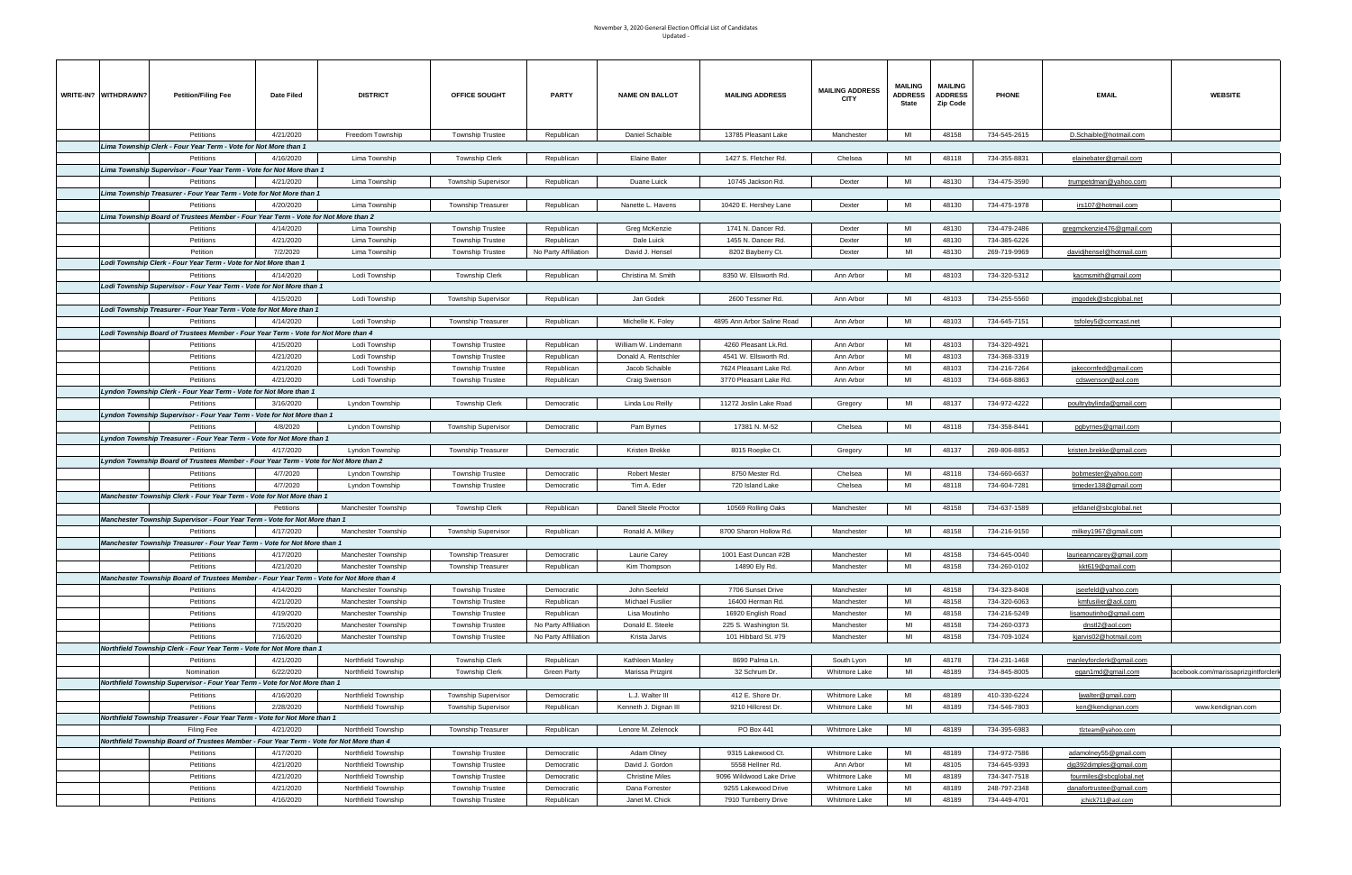November 3, 2020 General Election Official List of Candidates
Updated -

| WRITE-IN? | WITHDRAWN? | Petition/Filing Fee | Date Filed | DISTRICT | OFFICE SOUGHT | PARTY | NAME ON BALLOT | MAILING ADDRESS | MAILING ADDRESS CITY | MAILING ADDRESS State | MAILING ADDRESS Zip Code | PHONE | EMAIL | WEBSITE |
|---|---|---|---|---|---|---|---|---|---|---|---|---|---|---|
| | | Petitions | 4/21/2020 | Freedom Township | Township Trustee | Republican | Daniel Schaible | 13785 Pleasant Lake | Manchester | MI | 48158 | 734-545-2615 | D.Schaible@hotmail.com | |
| | | *Lima Township Clerk - Four Year Term - Vote for Not More than 1* | | | | | | | | | | | | |
| | | Petitions | 4/16/2020 | Lima Township | Township Clerk | Republican | Elaine Bater | 1427 S. Fletcher Rd. | Chelsea | MI | 48118 | 734-355-8831 | elainebater@gmail.com | |
| | | *Lima Township Supervisor - Four Year Term - Vote for Not More than 1* | | | | | | | | | | | | |
| | | Petitions | 4/21/2020 | Lima Township | Township Supervisor | Republican | Duane Luick | 10745 Jackson Rd. | Dexter | MI | 48130 | 734-475-3590 | trumpetdman@yahoo.com | |
| | | *Lima Township Treasurer - Four Year Term - Vote for Not More than 1* | | | | | | | | | | | | |
| | | Petitions | 4/20/2020 | Lima Township | Township Treasurer | Republican | Nanette L. Havens | 10420 E. Hershey Lane | Dexter | MI | 48130 | 734-475-1978 | irs107@hotmail.com | |
| | | *Lima Township Board of Trustees Member - Four Year Term - Vote for Not More than 2* | | | | | | | | | | | | |
| | | Petitions | 4/14/2020 | Lima Township | Township Trustee | Republican | Greg McKenzie | 1741 N. Dancer Rd. | Dexter | MI | 48130 | 734-479-2486 | gregmckenzie476@gmail.com | |
| | | Petitions | 4/21/2020 | Lima Township | Township Trustee | Republican | Dale Luick | 1455 N. Dancer Rd. | Dexter | MI | 48130 | 734-385-6226 | | |
| | | Petition | 7/2/2020 | Lima Township | Township Trustee | No Party Affiliation | David J. Hensel | 8202 Bayberry Ct. | Dexter | MI | 48130 | 269-719-9969 | davidjhensel@hotmail.com | |
| | | *Lodi Township Clerk - Four Year Term - Vote for Not More than 1* | | | | | | | | | | | | |
| | | Petitions | 4/14/2020 | Lodi Township | Township Clerk | Republican | Christina M. Smith | 8350 W. Ellsworth Rd. | Ann Arbor | MI | 48103 | 734-320-5312 | kacmsmith@gmail.com | |
| | | *Lodi Township Supervisor - Four Year Term - Vote for Not More than 1* | | | | | | | | | | | | |
| | | Petitions | 4/15/2020 | Lodi Township | Township Supervisor | Republican | Jan Godek | 2600 Tessmer Rd. | Ann Arbor | MI | 48103 | 734-255-5560 | jmgodek@sbcglobal.net | |
| | | *Lodi Township Treasurer - Four Year Term - Vote for Not More than 1* | | | | | | | | | | | | |
| | | Petitions | 4/14/2020 | Lodi Township | Township Treasurer | Republican | Michelle K. Foley | 4895 Ann Arbor Saline Road | Ann Arbor | MI | 48103 | 734-645-7151 | tsfoley5@comcast.net | |
| | | *Lodi Township Board of Trustees Member - Four Year Term - Vote for Not More than 4* | | | | | | | | | | | | |
| | | Petitions | 4/15/2020 | Lodi Township | Township Trustee | Republican | William W. Lindemann | 4260 Pleasant Lk.Rd. | Ann Arbor | MI | 48103 | 734-320-4921 | | |
| | | Petitions | 4/21/2020 | Lodi Township | Township Trustee | Republican | Donald A. Rentschler | 4541 W. Ellsworth Rd. | Ann Arbor | MI | 48103 | 734-368-3319 | | |
| | | Petitions | 4/21/2020 | Lodi Township | Township Trustee | Republican | Jacob Schaible | 7624 Pleasant Lake Rd. | Ann Arbor | MI | 48103 | 734-216-7264 | jakecornfed@gmail.com | |
| | | Petitions | 4/21/2020 | Lodi Township | Township Trustee | Republican | Craig Swenson | 3770 Pleasant Lake Rd. | Ann Arbor | MI | 48103 | 734-668-8863 | cdswenson@aol.com | |
| | | *Lyndon Township Clerk - Four Year Term - Vote for Not More than 1* | | | | | | | | | | | | |
| | | Petitions | 3/16/2020 | Lyndon Township | Township Clerk | Democratic | Linda Lou Reilly | 11272 Joslin Lake Road | Gregory | MI | 48137 | 734-972-4222 | poultrybylinda@gmail.com | |
| | | *Lyndon Township Supervisor - Four Year Term - Vote for Not More than 1* | | | | | | | | | | | | |
| | | Petitions | 4/8/2020 | Lyndon Township | Township Supervisor | Democratic | Pam Byrnes | 17381 N. M-52 | Chelsea | MI | 48118 | 734-358-8441 | pgbyrnes@gmail.com | |
| | | *Lyndon Township Treasurer - Four Year Term - Vote for Not More than 1* | | | | | | | | | | | | |
| | | Petitions | 4/17/2020 | Lyndon Township | Township Treasurer | Democratic | Kristen Brekke | 8015 Roepke Ct. | Gregory | MI | 48137 | 269-806-8853 | kristen.brekke@gmail.com | |
| | | *Lyndon Township Board of Trustees Member - Four Year Term - Vote for Not More than 2* | | | | | | | | | | | | |
| | | Petitions | 4/7/2020 | Lyndon Township | Township Trustee | Democratic | Robert Mester | 8750 Mester Rd. | Chelsea | MI | 48118 | 734-660-6637 | bobmester@yahoo.com | |
| | | Petitions | 4/7/2020 | Lyndon Township | Township Trustee | Democratic | Tim A. Eder | 720 Island Lake | Chelsea | MI | 48118 | 734-604-7281 | timeder138@gmail.com | |
| | | *Manchester Township Clerk - Four Year Term - Vote for Not More than 1* | | | | | | | | | | | | |
| | | Petitions | 4/17/2020 | Manchester Township | Township Clerk | Republican | Danell Steele Proctor | 10569 Rolling Oaks | Manchester | MI | 48158 | 734-637-1589 | jefdanel@sbcglobal.net | |
| | | *Manchester Township Supervisor - Four Year Term - Vote for Not More than 1* | | | | | | | | | | | | |
| | | Petitions | 4/17/2020 | Manchester Township | Township Supervisor | Republican | Ronald A. Milkey | 8700 Sharon Hollow Rd. | Manchester | MI | 48158 | 734-216-9150 | milkey1967@gmail.com | |
| | | *Manchester Township Treasurer - Four Year Term - Vote for Not More than 1* | | | | | | | | | | | | |
| | | Petitions | 4/17/2020 | Manchester Township | Township Treasurer | Democratic | Laurie Carey | 1001 East Duncan #2B | Manchester | MI | 48158 | 734-645-0040 | laurieanncarey@gmail.com | |
| | | Petitions | 4/21/2020 | Manchester Township | Township Treasurer | Republican | Kim Thompson | 14890 Ely Rd. | Manchester | MI | 48158 | 734-260-0102 | kkt619@gmail.com | |
| | | *Manchester Township Board of Trustees Member - Four Year Term - Vote for Not More than 4* | | | | | | | | | | | | |
| | | Petitions | 4/14/2020 | Manchester Township | Township Trustee | Democratic | John Seefeld | 7706 Sunset Drive | Manchester | MI | 48158 | 734-323-8408 | jseefeld@yahoo.com | |
| | | Petitions | 4/21/2020 | Manchester Township | Township Trustee | Republican | Michael Fusilier | 16400 Herman Rd. | Manchester | MI | 48158 | 734-320-6063 | kmfusilier@aol.com | |
| | | Petitions | 4/19/2020 | Manchester Township | Township Trustee | Republican | Lisa Moutinho | 16920 English Road | Manchester | MI | 48158 | 734-216-5249 | lisamoutinho@gmail.com | |
| | | Petitions | 7/15/2020 | Manchester Township | Township Trustee | No Party Affiliation | Donald E. Steele | 225 S. Washington St. | Manchester | MI | 48158 | 734-260-0373 | dnstl2@aol.com | |
| | | Petitions | 7/16/2020 | Manchester Township | Township Trustee | No Party Affiliation | Krista Jarvis | 101 Hibbard St. #79 | Manchester | MI | 48158 | 734-709-1024 | kjarvis02@hotmail.com | |
| | | *Northfield Township Clerk - Four Year Term - Vote for Not More than 1* | | | | | | | | | | | | |
| | | Petitions | 4/21/2020 | Northfield Township | Township Clerk | Republican | Kathleen Manley | 8690 Palma Ln. | South Lyon | MI | 48178 | 734-231-1468 | manleyforclerk@gmail.com | |
| | | Nomination | 6/22/2020 | Northfield Township | Township Clerk | Green Party | Marissa Przgint | 32 Schrum Dr. | Whitmore Lake | MI | 48189 | 734-845-8005 | egan1md@gmail.com | facebook.com/marissaprizgintforclerk |
| | | *Northfield Township Supervisor - Four Year Term - Vote for Not More than 1* | | | | | | | | | | | | |
| | | Petitions | 4/16/2020 | Northfield Township | Township Supervisor | Democratic | L.J. Walter III | 412 E. Shore Dr. | Whitmore Lake | MI | 48189 | 410-330-6224 | ljwalter@gmail.com | |
| | | Petitions | 2/28/2020 | Northfield Township | Township Supervisor | Republican | Kenneth J. Dignan III | 9210 Hillcrest Dr. | Whitmore Lake | MI | 48189 | 734-546-7803 | ken@kendignan.com | www.kendignan.com |
| | | *Northfield Township Treasurer - Four Year Term - Vote for Not More than 1* | | | | | | | | | | | | |
| | | Filing Fee | 4/21/2020 | Northfield Township | Township Treasurer | Republican | Lenore M. Zelenock | PO Box 441 | Whitmore Lake | MI | 48189 | 734-395-6983 | tlzteam@yahoo.com | |
| | | *Northfield Township Board of Trustees Member - Four Year Term - Vote for Not More than 4* | | | | | | | | | | | | |
| | | Petitions | 4/17/2020 | Northfield Township | Township Trustee | Democratic | Adam Olney | 9315 Lakewood Ct. | Whitmore Lake | MI | 48189 | 734-972-7586 | adamolney55@gmail.com | |
| | | Petitions | 4/21/2020 | Northfield Township | Township Trustee | Democratic | David J. Gordon | 5558 Hellner Rd. | Ann Arbor | MI | 48105 | 734-645-9393 | djg392dimples@gmail.com | |
| | | Petitions | 4/21/2020 | Northfield Township | Township Trustee | Democratic | Christine Miles | 9096 Wildwood Lake Drive | Whitmore Lake | MI | 48189 | 734-347-7518 | fourmiles@sbcglobal.net | |
| | | Petitions | 4/21/2020 | Northfield Township | Township Trustee | Democratic | Dana Forrester | 9255 Lakewood Drive | Whitmore Lake | MI | 48189 | 248-797-2348 | danafortrustee@gmail.com | |
| | | Petitions | 4/16/2020 | Northfield Township | Township Trustee | Republican | Janet M. Chick | 7910 Turnberry Drive | Whitmore Lake | MI | 48189 | 734-449-4701 | jchick711@aol.com | |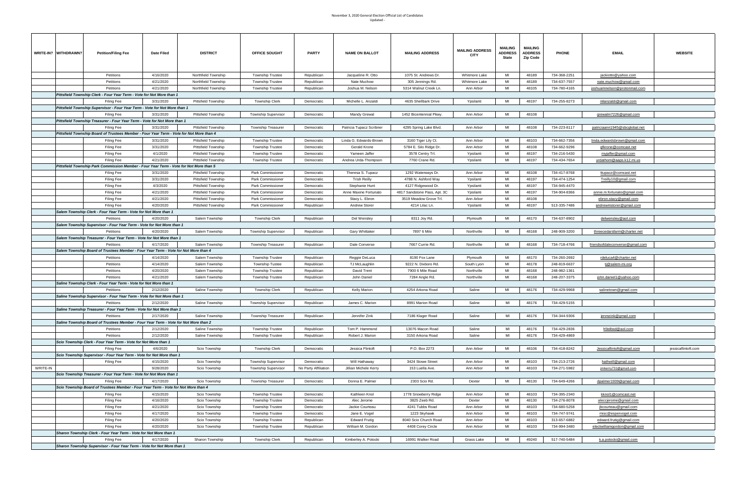November 3, 2020 General Election Official List of Candidates
Updated -

| WRITE-IN? | WITHDRAWN? | Petition/Filing Fee | Date Filed | DISTRICT | OFFICE SOUGHT | PARTY | NAME ON BALLOT | MAILING ADDRESS | MAILING ADDRESS CITY | MAILING ADDRESS State | MAILING ADDRESS Zip Code | PHONE | EMAIL | WEBSITE |
|---|---|---|---|---|---|---|---|---|---|---|---|---|---|---|
| | | Petitions | 4/16/2020 | Northfield Township | Township Trustee | Republican | Jacqueline R. Otto | 1075 St. Andrews Dr. | Whitmore Lake | MI | 48189 | 734-368-2251 | jackiotto@yahoo.com | |
| | | Petitions | 4/21/2020 | Northfield Township | Township Trustee | Republican | Nate Muchow | 305 Jennings Rd. | Whitmore Lake | MI | 48189 | 734-637-7557 | nate.muchow@gmail.com | |
| | | Petitions | 4/21/2020 | Northfield Township | Township Trustee | Republican | Joshua M. Nelson | 5314 Walnut Creek Ln. | Ann Arbor | MI | 48105 | 734-780-4165 | joshuamnelson@protonmail.com | |
| | | *Pittsfield Township Clerk - Four Year Term - Vote for Not More than 1* | | | | | | | | | | | | |
| | | Filing Fee | 3/31/2020 | Pittsfield Township | Township Clerk | Democratic | Michelle L. Anzaldi | 4635 Shellbark Drive | Ypsilanti | MI | 48197 | 734-255-8273 | mlanzaldi@gmail.com | |
| | | *Pittsfield Township Supervisor - Four Year Term - Vote for Not More than 1* | | | | | | | | | | | | |
| | | Filing Fee | 3/31/2020 | Pittsfield Township | Township Supervisor | Democratic | Mandy Grewal | 1452 Bicentennial Pkwy. | Ann Arbor | MI | 48108 | | grewalm7226@gmail.com | |
| | | *Pittsfield Township Treasurer - Four Year Term - Vote for Not More than 1* | | | | | | | | | | | | |
| | | Filing Fee | 3/31/2020 | Pittsfield Township | Township Treasurer | Democratic | Patricia Tupacz Scribner | 4295 Spring Lake Blvd. | Ann Arbor | MI | 48108 | 734-223-8117 | patriciaann1945@sbcglobal.net | |
| | | *Pittsfield Township Board of Trustees Member - Four Year Term - Vote for Not More than 4* | | | | | | | | | | | | |
| | | Filing Fee | 3/31/2020 | Pittsfield Township | Township Trustee | Democratic | Linda G. Edwards-Brown | 3160 Tiger Lily Ct. | Ann Arbor | MI | 48103 | 734-662-7356 | linda.edwardsbrown@gmail.com | |
| | | Filing Fee | 3/31/2020 | Pittsfield Township | Township Trustee | Democratic | Gerald Krone | 5784 E. Silo Ridge Dr. | Ann Arbor | MI | 48108 | 734-662-9296 | gfkrone@comcast.net | |
| | | Filing Fee | 4/1/2020 | Pittsfield Township | Township Trustee | Democratic | Yameen Jaffer | 3578 Centry Trl. | Ypsilanti | MI | 48197 | 734-216-5430 | myjaffer@gmail.com | |
| | | Filing Fee | 4/21/2020 | Pittsfield Township | Township Trustee | Democratic | Andrea Urda-Thompson | 7760 Crane Rd. | Ypsilanti | MI | 48197 | 734-434-7654 | urdathom@aaps.k12.mi.us | |
| | | *Pittsfield Township Park Commission Member - Four Year Term - Vote for Not More than 5* | | | | | | | | | | | | |
| | | Filing Fee | 3/31/2020 | Pittsfield Township | Park Commissioner | Democratic | Theresa S. Tupacz | 1292 Waterways Dr. | Ann Arbor | MI | 48108 | 734-417-8768 | ttupacz@comcast.net | |
| | | Filing Fee | 3/31/2020 | Pittsfield Township | Park Commissioner | Democratic | Trish Reilly | 4788 N. Ashford Way | Ypsilanti | MI | 48197 | 734-474-1254 | Treilly10@gmail.com | |
| | | Filing Fee | 4/3/2020 | Pittsfield Township | Park Commissioner | Democratic | Stephanie Hunt | 4127 Ridgewood Dr. | Ypsilanti | MI | 48197 | 734-945-4470 | | |
| | | Filing Fee | 4/21/2020 | Pittsfield Township | Park Commissioner | Democratic | Anne Maxine Fortunato | 4817 Sandstone Pass, Apt. 3C | Ypsilanti | MI | 48197 | 734-904-8366 | annie.m.fortunato@gmail.com | |
| | | Filing Fee | 4/21/2020 | Pittsfield Township | Park Commissioner | Democratic | Stacy L. Ebron | 3519 Meadow Grove Trl. | Ann Arbor | MI | 48108 | | ebron.stacy@gmail.com | |
| | | Filing Fee | 4/20/2020 | Pittsfield Township | Park Commissioner | Republican | Andrew Storer | 4214 Lilac Ln. | Ypsilanti | MI | 48197 | 513-335-7486 | andrewmstorer@gmail.com | |
| | | *Salem Township Clerk - Four Year Term - Vote for Not More than 1* | | | | | | | | | | | | |
| | | Petitions | 4/20/2020 | Salem Township | Township Clerk | Republican | Del Wensley | 8311 Joy Rd. | Plymouth | MI | 48170 | 734-637-8902 | delwensley@aol.com | |
| | | *Salem Township Supervisor - Four Year Term - Vote for Not More than 1* | | | | | | | | | | | | |
| | | Petitions | 4/20/2020 | Salem Township | Township Supervisor | Republican | Gary Whittaker | 7897 6 Mile | Northville | MI | 48168 | 248-909-3200 | threecedarsfarm@charter.net | |
| | | *Salem Township Treasurer - Four Year Term - Vote for Not More than 1* | | | | | | | | | | | | |
| | | Petitions | 4/17/2020 | Salem Township | Township Treasurer | Republican | Dale Converse | 7667 Currie Rd. | Northville | MI | 48168 | 734-718-4766 | friendsofdaleconverse@gmail.com | |
| | | *Salem Township Board of Trustees Member - Four Year Term - Vote for Not More than 4* | | | | | | | | | | | | |
| | | Petitions | 4/14/2020 | Salem Township | Township Trustee | Republican | Reggie DeLuca | 8190 Fox Lane | Plymouth | MI | 48170 | 734-260-2692 | rdeluca4@charter.net | |
| | | Petitions | 4/14/2020 | Salem Township | Township Tustee | Republican | TJ McLaughlin | 9222 N. Dixboro Rd. | South Lyon | MI | 48178 | 248-819-6637 | tj@salem-mi.org | |
| | | Petitions | 4/20/2020 | Salem Township | Township Trustee | Republican | David Trent | 7900 6 Mile Road | Northville | MI | 48168 | 248-982-1361 | | |
| | | Petitions | 4/21/2020 | Salem Township | Township Trustee | Republican | John Daniel | 7284 Angle Rd. | Northville | MI | 48168 | 248-207-3375 | john.daniel1@yahoo.com | |
| | | *Saline Township Clerk - Four Year Term - Vote for Not More than 1* | | | | | | | | | | | | |
| | | Petitions | 2/12/2020 | Saline Township | Township Clerk | Republican | Kelly Marion | 4254 Arkona Road | Saline | MI | 48176 | 734-429-9968 | salinetown@gmail.com | |
| | | *Saline Township Supervisor - Four Year Term - Vote for Not More than 1* | | | | | | | | | | | | |
| | | Petitions | 2/12/2020 | Saline Township | Township Supervisor | Republican | James C. Marion | 8991 Marion Road | Saline | MI | 48176 | 734-429-5155 | | |
| | | *Saline Township Treasurer - Four Year Term - Vote for Not More than 1* | | | | | | | | | | | | |
| | | Petitions | 2/17/2020 | Saline Township | Township Treasurer | Republican | Jennifer Zink | 7186 Klager Road | Saline | MI | 48176 | 734-344-9306 | jenmzink@gmail.com | |
| | | *Saline Township Board of Trustees Member - Four Year Term - Vote for Not More than 2* | | | | | | | | | | | | |
| | | Petitions | 2/12/2020 | Saline Township | Township Trustee | Republican | Tom P. Hammond | 13076 Macon Road | Saline | MI | 48176 | 734-429-2836 | h5tdbsd@aol.com | |
| | | Petitions | 2/12/2020 | Saline Township | Township Trustee | Republican | Robert J. Marion | 3150 Arkona Road | Saline | MI | 48176 | 734-429-4869 | | |
| | | *Scio Township Clerk - Four Year Term - Vote for Not More than 1* | | | | | | | | | | | | |
| | | Filing Fee | 4/6/2020 | Scio Township | Township Clerk | Democratic | Jessica Flintoft | P.O. Box 2273 | Ann Arbor | MI | 48106 | 734-418-8242 | Jessicaflintoft@gmail.com | jessicaflintoft.com |
| | | *Scio Township Supervisor - Four Year Term - Vote for Not More than 1* | | | | | | | | | | | | |
| | | Filing Fee | 4/15/2020 | Scio Township | Township Supervisor | Democratic | Will Hathaway | 3424 Stowe Street | Ann Arbor | MI | 48103 | 734-213-2726 | hathwill@gmail.com | |
| WRITE-IN | | | 9/28/2020 | Scio Township | Township Supervisor | No Party Affiliation | Jillian Michele Kerry | 153 Luella Ave. | Ann Arbor | MI | 48103 | 734-271-5982 | jmkerry731@gmail.com | |
| | | *Scio Township Treasurer - Four Year Term - Vote for Not More than 1* | | | | | | | | | | | | |
| | | Filing Fee | 4/17/2020 | Scio Township | Township Treasurer | Democratic | Donna E. Palmer | 2303 Scio Rd. | Dexter | MI | 48130 | 734-649-4266 | dpalmer1939@gmail.com | |
| | | *Scio Township Board of Trustees Member - Four Year Term - Vote for Not More than 4* | | | | | | | | | | | | |
| | | Filing Fee | 4/15/2020 | Scio Township | Township Trustee | Democratic | Kathleen Knol | 1778 Snowberry Ridge | Ann Arbor | MI | 48103 | 734-395-2340 | kknol1@comcast.net | |
| | | Filing Fee | 4/16/2020 | Scio Township | Township Trustee | Democratic | Alec Jerome | 3825 Zeeb Rd. | Dexter | MI | 48130 | 734-276-8078 | aleccjerome@gmail.com | |
| | | Filing Fee | 4/21/2020 | Scio Township | Township Trustee | Democratic | Jackie Courteau | 4241 Tubbs Road | Ann Arbor | MI | 48103 | 734-680-5258 | jbcourteau@gmail.com | |
| | | Filing Fee | 4/17/2020 | Scio Township | Township Trustee | Democratic | Jane E. Vogel | 1223 Skyhawk | Ann Arbor | MI | 48103 | 734-747-9741 | misc@espervogel.com | |
| | | Filing Fee | 4/20/2020 | Scio Township | Township Trustee | Republican | Edward Frutig | 8040 Scio Church Road | Ann Arbor | MI | 48103 | 313-657-6882 | edward.frutig@gmail.com | |
| | | Filing Fee | 4/20/2020 | Scio Township | Township Trustee | Republican | William M. Gordon | 4408 Corey Circle | Ann Arbor | MI | 48103 | 734-994-3480 | electwilliamgordon@gmail.com | |
| | | *Sharon Township Clerk - Four Year Term - Vote for Not More than 1* | | | | | | | | | | | | |
| | | Filing Fee | 4/17/2020 | Sharon Township | Township Clerk | Republican | Kimberley A. Potocki | 16991 Walker Road | Grass Lake | MI | 49240 | 517-740-5484 | k.a.potocki@gmail.com | |
| | | *Sharon Township Supervisor - Four Year Term - Vote for Not More than 1* | | | | | | | | | | | | |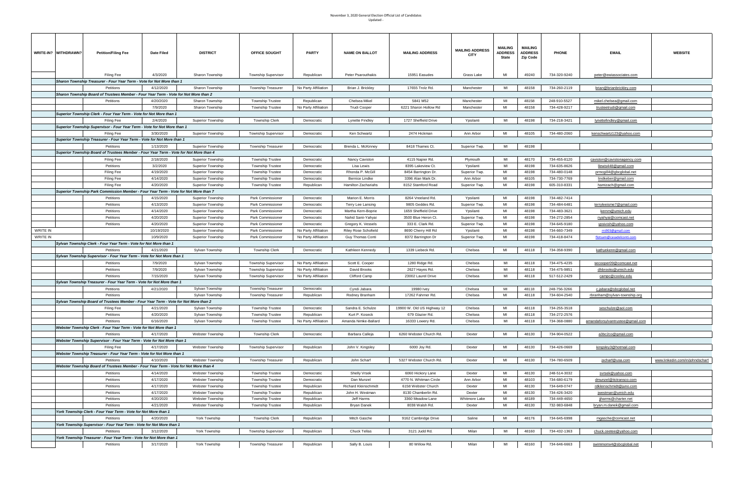November 3, 2020 General Election Official List of Candidates
Updated -

| WRITE-IN? | WITHDRAWN? | Petition/Filing Fee | Date Filed | DISTRICT | OFFICE SOUGHT | PARTY | NAME ON BALLOT | MAILING ADDRESS | MAILING ADDRESS CITY | MAILING ADDRESS State | MAILING ADDRESS Zip Code | PHONE | EMAIL | WEBSITE |
|---|---|---|---|---|---|---|---|---|---|---|---|---|---|---|
| | | Filing Fee | 4/3/2020 | Sharon Township | Township Supervisor | Republican | Peter Psarouthakis | 15951 Easudes | Grass Lake | MI | 49240 | 734-320-9240 | peter@ewiassociates.com | |
| | | *Sharon Township Treasurer - Four Year Term - Vote for Not More than 1* | | | | | | | | | | | | |
| | | Petitions | 4/12/2020 | Sharon Township | Township Treasurer | No Party Affiliation | Brian J. Brickley | 17655 Trolz Rd. | Manchester | MI | 48158 | 734-260-2119 | brian@brianbrickley.com | |
| | | *Sharon Township Board of Trustees Member - Four Year Term - Vote for Not More than 2* | | | | | | | | | | | | |
| | | Petitions | 4/20/2020 | Sharon Township | Township Trustee | Republican | Chelsea Mikel | 5841 M52 | Manchester | MI | 48158 | 248-910-5527 | mikel.chelsea@gmail.com | |
| | | | 7/9/2020 | Sharon Township | Township Trustee | No Party Affiliation | Trudi Cooper | 6221 Sharon Hollow Rd | Manchester | MI | 48158 | 734-428-9217 | trusteetrudi@gmail.com | |
| | | *Superior Township Clerk - Four Year Term - Vote for Not More than 1* | | | | | | | | | | | | |
| | | Filing Fee | 2/4/2020 | Superior Township | Township Clerk | Democratic | Lynette Findley | 1727 Sheffield Drive | Ypsilanti | MI | 48198 | 734-218-3421 | lynettefindley@gmail.com | |
| | | *Superior Township Supervisor - Four Year Term - Vote for Not More than 1* | | | | | | | | | | | | |
| | | Filing Fee | 3/30/2020 | Superior Township | Township Supervisor | Democratic | Ken Schwartz | 2474 Hickman | Ann Arbor | MI | 48105 | 734-480-2060 | kenschwartz123@yahoo.com | |
| | | *Superior Township Treasurer - Four Year Term - Vote for Not More than 1* | | | | | | | | | | | | |
| | | Petitions | 1/13/2020 | Superior Township | Township Treasurer | Democratic | Brenda L. McKinney | 8418 Thames Ct. | Superior Twp. | MI | 48198 | | | |
| | | *Superior Township Board of Trustees Member - Four Year Term - Vote for Not More than 4* | | | | | | | | | | | | |
| | | Filing Fee | 2/18/2020 | Superior Township | Township Trustee | Democratic | Nancy Caviston | 4115 Napier Rd. | Plymouth | MI | 48170 | 734-455-8120 | caviston@cavistonagency.com | |
| | | Petitions | 3/2/2020 | Superior Township | Township Trustee | Democratic | Lisa Lewis | 8395 Lakeview Ct. | Ypsilanti | MI | 48198 | 734-635-8626 | llewis448@gmail.com | |
| | | Filing Fee | 4/19/2020 | Superior Township | Township Trustee | Democratic | Rhonda P. McGill | 8454 Barrington Dr. | Superior Twp. | MI | 48198 | 734-480-0148 | prmcgill4@sbcglobal.net | |
| | | Filing Fee | 4/14/2020 | Superior Township | Township Trustee | Democratic | Bernice Lindke | 3396 Alan Mark Dr. | Ann Arbor | MI | 48105 | 734-730-7769 | lindkeber@gmail.com | |
| | | Filing Fee | 4/20/2020 | Superior Township | Township Trustee | Republican | Hamilton Zachariahs | 8152 Stamford Road | Superior Twp. | MI | 48198 | 605-310-8331 | hamizach@gmail.com | |
| | | *Superior Township Park Commission Member - Four Year Term - Vote for Not More than 7* | | | | | | | | | | | | |
| | | Petitions | 4/15/2020 | Superior Township | Park Commissioner | Democratic | Marion E. Morris | 8264 Vreeland Rd. | Ypsilanti | MI | 48198 | 734-482-7414 | | |
| | | Petitions | 4/13/2020 | Superior Township | Park Commissioner | Democratic | Terry Lee Lansing | 9805 Geddes Rd. | Superior Twp. | MI | 48198 | 734-484-6481 | terryleeisme7@gmail.com | |
| | | Petitions | 4/14/2020 | Superior Township | Park Commissioner | Democratic | Martha Kern-Boprie | 1659 Sheffield Drive | Ypsilanti | MI | 48198 | 734-483-3621 | kernm@umich.edu | |
| | | Petitions | 4/20/2020 | Superior Township | Park Commissioner | Democratic | Nahid Sanii-Yahyai | 3500 Blue Heron Ct. | Superior Twp. | MI | 48198 | 734-272-2854 | nyahyai@comcast.net | |
| | | Petitions | 4/20/2020 | Superior Township | Park Commissioner | Democratic | Gregory K. Vessels | 333 E. Clark Rd. | Superior Twp. | MI | 48198 | 734-645-9180 | ypsivish@yahoo.com | |
| WRITE IN | | | 10/19/2020 | Superior Township | Park Commissioner | No Party Affiliation | Riley Rose Schofield | 8690 Cherry Hill Rd | Ypsilanti | MI | 48198 | 734-660-7349 | rrs903@gmail.com | |
| WRITE IN | | | 10/9/2020 | Superior Township | Park Commissioner | No Party Affiliation | Guy Thomas Conti | 8372 Barrington Dr | Superior Twp. | MI | 48198 | 734-418-8474 | flotsam@casadelconti.com | |
| | | *Sylvan Township Clerk - Four Year Term - Vote for Not More than 1* | | | | | | | | | | | | |
| | | Petitions | 4/21/2020 | Sylvan Township | Township Clerk | Democratic | Kathleen Kennedy | 1339 Liebeck Rd. | Chelsea | MI | 48118 | 734-358-9390 | kathyekenn@gmail.com | |
| | | *Sylvan Township Supervisor - Four Year Term - Vote for Not More than 1* | | | | | | | | | | | | |
| | | Petitions | 7/9/2020 | Sylvan Township | Township Supervisor | No Party Affiliation | Scott E. Cooper | 1280 Ridge Rd. | Chelsea | MI | 48118 | 734-475-4235 | secooper09@comcast.net | |
| | | Petitions | 7/9/2020 | Sylvan Township | Township Supervisor | No Party Affiliation | David Brooks | 2627 Hayes Rd. | Chelsea | MI | 48118 | 734-475-9851 | dhbrooks@umich.edu | |
| | | Petitions | 7/15/2020 | Sylvan Township | Township Supervisor | No Party Affiliation | Clifford Camp | 23002 Laurel Drive | Chelsea | MI | 48118 | 517-512-2429 | campc@cooley.edu | |
| | | *Sylvan Township Treasurer - Four Year Term - Vote for Not More than 1* | | | | | | | | | | | | |
| | | Petitions | 4/21/2020 | Sylvan Township | Township Treasurer | Democratic | Cyndi Jabara | 19980 Ivey | Chelsea | MI | 48118 | 248-756-3266 | c.jabara@sbcglobal.net | |
| | | Petitions | | Sylvan Township | Township Treasurer | Republican | Rodney Branham | 17760 Fahrner Rd. | Chelsea | MI | 48118 | 734-604-2540 | rbranham@sylvan-township.org | |
| | | *Sylvan Township Board of Trustees Member - Four Year Term - Vote for Not More than 2* | | | | | | | | | | | | |
| | | Filing Fee | 4/21/2020 | Sylvan Township | Township Trustee | Democratic | Sandra E. Schulze | 19900 W. Old US Highway 12 | Chelsea | MI | 48118 | 734-255-3518 | seschulze@aol.com | |
| | | Petitions | 4/20/2020 | Sylvan Township | Township Trustee | Republican | Kurt P. Koseck | 679 Glazier Rd. | Chelsea | MI | 48118 | 734-272-2576 | | |
| | | Petitions | 6/16/2020 | Sylvan Township | Township Trustee | No Party Affiliation | Amanda Nimke-Ballard | 16333 Lowery Rd. | Chelsea | MI | 48118 | 734-368-0880 | amandaforsylvantrustee@gmail.com | |
| | | *Webster Township Clerk - Four Year Term - Vote for Not More than 1* | | | | | | | | | | | | |
| | | Petitions | 4/17/2020 | Webster Township | Township Clerk | Democratic | Barbara Calleja | 6260 Webster Church Rd. | Dexter | MI | 48130 | 734-904-0522 | a3bc2co@gmail.com | |
| | | *Webster Township Supervisor - Four Year Term - Vote for Not More than 1* | | | | | | | | | | | | |
| | | Filing Fee | 4/17/2020 | Webster Township | Township Supervisor | Republican | John V. Kingsley | 6000 Joy Rd. | Dexter | MI | 48130 | 734-426-0669 | kingsley3@hotmail.com | |
| | | *Webster Township Treasurer - Four Year Term - Vote for Not More than 1* | | | | | | | | | | | | |
| | | Petitions | 4/10/2020 | Webster Township | Township Treasurer | Republican | John Scharf | 5327 Webster Church Rd. | Dexter | MI | 48130 | 734-780-6509 | jscharf@usa.com | www.linkedin.com/in/johndscharf |
| | | *Webster Township Board of Trustees Member - Four Year Term - Vote for Not More than 4* | | | | | | | | | | | | |
| | | Petitions | 4/14/2020 | Webster Township | Township Trustee | Democratic | Shelly Vrsek | 6060 Hickory Lane | Dexter | MI | 48130 | 248-514-3032 | svrsek@yahoo.com | |
| | | Petitions | 4/17/2020 | Webster Township | Township Trustee | Democratic | Dan Munzel | 4770 N. Whitman Circle | Ann Arbor | MI | 48103 | 734-680-6179 | dmunzel@itctransco.com | |
| | | Petitions | 4/17/2020 | Webster Township | Township Trustee | Republican | Richard Kleinschmidt | 6158 Webster Church | Dexter | MI | 48130 | 734-649-0747 | rdkleinschmidt@juno.com | |
| | | Petitions | 4/17/2020 | Webster Township | Township Trustee | Republican | John H. Westman | 8130 Chamberlin Rd. | Dexter | MI | 48130 | 734-426-3420 | jwestman@umich.edu | |
| | | Petitions | 4/20/2020 | Webster Township | Township Trustee | Republican | Jeff Harms | 3360 Meadow Lane | Whitmore Lake | MI | 48189 | 734-449-4650 | jjharms@charter.net | |
| | | Petitions | 4/21/2020 | Webster Township | Township Trustee | Republican | Bryan Danek | 8038 Walsh Rd. | Dexter | MI | 48130 | 732-983-6848 | bryan.m.danek@gmail.com | |
| | | *York Township Clerk - Four Year Term - Vote for Not More than 1* | | | | | | | | | | | | |
| | | Petitions | 4/20/2020 | York Township | Township Clerk | Republican | Mitch Gasche | 9162 Cambridge Drive | Saline | MI | 48176 | 734-645-6998 | mgasche@comcast.net | |
| | | *York Township Supervisor - Four Year Term - Vote for Not More than 1* | | | | | | | | | | | | |
| | | Petitions | 3/12/2020 | York Township | Township Supervisor | Republican | Chuck Tellas | 3121 Judd Rd. | Milan | MI | 48160 | 734-432-1363 | chuck.ceetee@yahoo.com | |
| | | *York Township Treasurer - Four Year Term - Vote for Not More than 1* | | | | | | | | | | | | |
| | | Petitions | 3/17/2020 | York Township | Township Treasurer | Republican | Sally B. Louis | 80 Willow Rd. | Milan | MI | 48160 | 734-646-6663 | swimmomx4@sbcglobal.net | |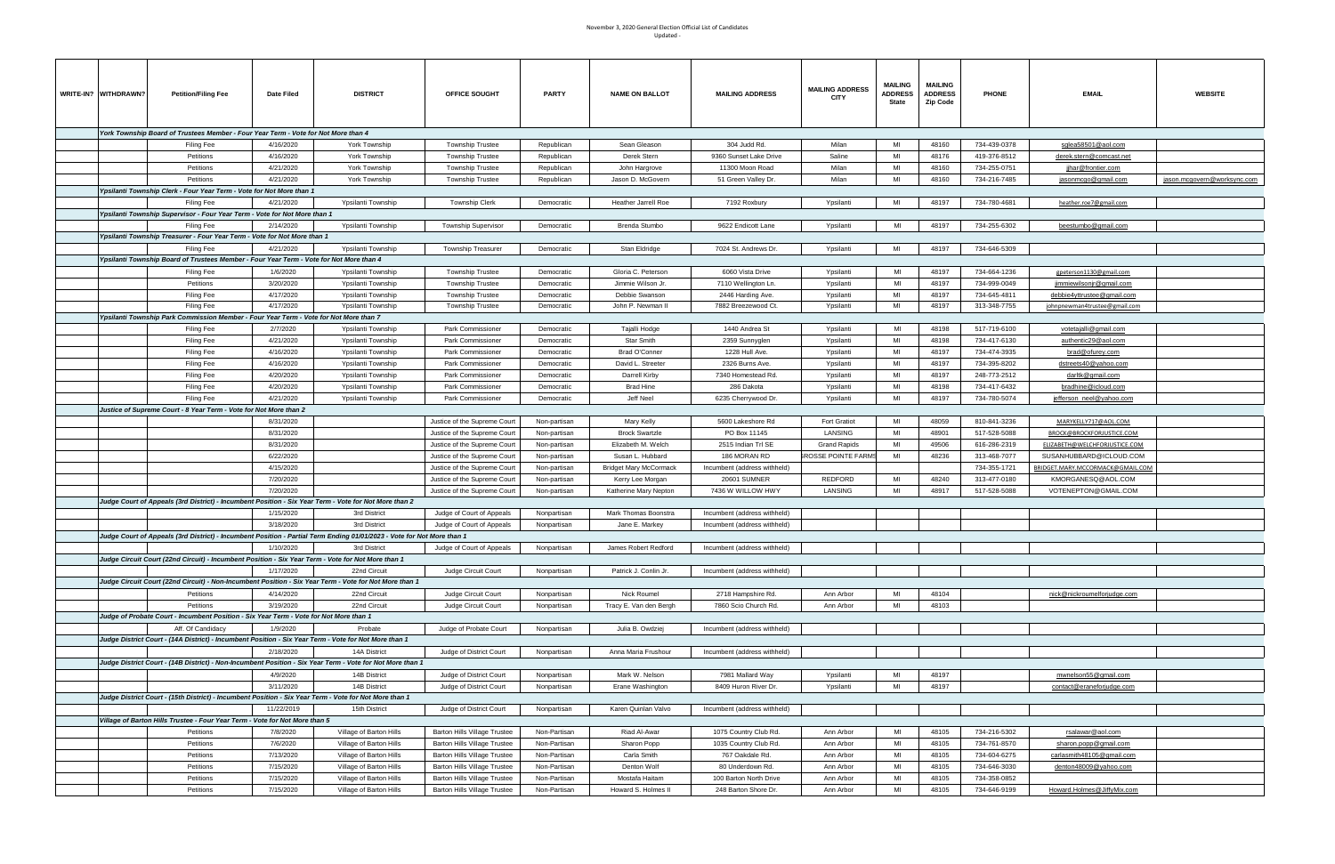November 3, 2020 General Election Official List of Candidates
Updated -

| WRITE-IN? | WITHDRAWN? | Petition/Filing Fee | Date Filed | DISTRICT | OFFICE SOUGHT | PARTY | NAME ON BALLOT | MAILING ADDRESS | MAILING ADDRESS CITY | MAILING ADDRESS State | MAILING ADDRESS Zip Code | PHONE | EMAIL | WEBSITE |
|---|---|---|---|---|---|---|---|---|---|---|---|---|---|---|
| | | *York Township Board of Trustees Member - Four Year Term - Vote for Not More than 4* | | | | | | | | | | | | |
| | | Filing Fee | 4/16/2020 | York Township | Township Trustee | Republican | Sean Gleason | 304 Judd Rd. | Milan | MI | 48160 | 734-439-0378 | sglea58501@aol.com | |
| | | Petitions | 4/16/2020 | York Township | Township Trustee | Republican | Derek Stern | 9360 Sunset Lake Drive | Saline | MI | 48176 | 419-376-8512 | derek.stern@comcast.net | |
| | | Petitions | 4/21/2020 | York Township | Township Trustee | Republican | John Hargrove | 11300 Moon Road | Milan | MI | 48160 | 734-255-0751 | jhar@frontier.com | |
| | | Petitions | 4/21/2020 | York Township | Township Trustee | Republican | Jason D. McGovern | 51 Green Valley Dr. | Milan | MI | 48160 | 734-216-7485 | jasonmcgo@gmail.com | jason.mcgovern@worksync.com |
| | | *Ypsilanti Township Clerk - Four Year Term - Vote for Not More than 1* | | | | | | | | | | | | |
| | | Filing Fee | 4/21/2020 | Ypsilanti Township | Township Clerk | Democratic | Heather Jarrell Roe | 7192 Roxbury | Ypsilanti | MI | 48197 | 734-780-4681 | heather.roe7@gmail.com | |
| | | *Ypsilanti Township Supervisor - Four Year Term - Vote for Not More than 1* | | | | | | | | | | | | |
| | | Filing Fee | 2/14/2020 | Ypsilanti Township | Township Supervisor | Democratic | Brenda Stumbo | 9622 Endicott Lane | Ypsilanti | MI | 48197 | 734-255-6302 | beestumbo@gmail.com | |
| | | *Ypsilanti Township Treasurer - Four Year Term - Vote for Not More than 1* | | | | | | | | | | | | |
| | | Filing Fee | 4/21/2020 | Ypsilanti Township | Township Treasurer | Democratic | Stan Eldridge | 7024 St. Andrews Dr. | Ypsilanti | MI | 48197 | 734-646-5309 | | |
| | | *Ypsilanti Township Board of Trustees Member - Four Year Term - Vote for Not More than 4* | | | | | | | | | | | | |
| | | Filing Fee | 1/6/2020 | Ypsilanti Township | Township Trustee | Democratic | Gloria C. Peterson | 6060 Vista Drive | Ypsilanti | MI | 48197 | 734-664-1236 | gpeterson1130@gmail.com | |
| | | Petitions | 3/20/2020 | Ypsilanti Township | Township Trustee | Democratic | Jimmie Wilson Jr. | 7110 Wellington Ln. | Ypsilanti | MI | 48197 | 734-999-0049 | jimmiewilsonjr@gmail.com | |
| | | Filing Fee | 4/17/2020 | Ypsilanti Township | Township Trustee | Democratic | Debbie Swanson | 2446 Harding Ave. | Ypsilanti | MI | 48197 | 734-645-4811 | debbie4yttrustee@gmail.com | |
| | | Filing Fee | 4/17/2020 | Ypsilanti Township | Township Trustee | Democratic | John P. Newman II | 7882 Breezewood Ct. | Ypsilanti | MI | 48197 | 313-348-7755 | johnpnewman4trustee@gmail.com | |
| | | *Ypsilanti Township Park Commission Member - Four Year Term - Vote for Not More than 7* | | | | | | | | | | | | |
| | | Filing Fee | 2/7/2020 | Ypsilanti Township | Park Commissioner | Democratic | Tajalli Hodge | 1440 Andrea St | Ypsilanti | MI | 48198 | 517-719-6100 | votetajalli@gmail.com | |
| | | Filing Fee | 4/21/2020 | Ypsilanti Township | Park Commissioner | Democratic | Star Smith | 2359 Sunnyglen | Ypsilanti | MI | 48198 | 734-417-6130 | authentic29@aol.com | |
| | | Filing Fee | 4/16/2020 | Ypsilanti Township | Park Commissioner | Democratic | Brad O'Conner | 1228 Hull Ave. | Ypsilanti | MI | 48197 | 734-474-3935 | brad@ofurey.com | |
| | | Filing Fee | 4/16/2020 | Ypsilanti Township | Park Commissioner | Democratic | David L. Streeter | 2326 Burns Ave. | Ypsilanti | MI | 48197 | 734-395-8202 | dstreets40@yahoo.com | |
| | | Filing Fee | 4/20/2020 | Ypsilanti Township | Park Commissioner | Democratic | Darrell Kirby | 7340 Homestead Rd. | Ypsilanti | MI | 48197 | 248-773-2512 | darltk@gmail.com | |
| | | Filing Fee | 4/20/2020 | Ypsilanti Township | Park Commissioner | Democratic | Brad Hine | 286 Dakota | Ypsilanti | MI | 48198 | 734-417-6432 | bradhine@icloud.com | |
| | | Filing Fee | 4/21/2020 | Ypsilanti Township | Park Commissioner | Democratic | Jeff Neel | 6235 Cherrywood Dr. | Ypsilanti | MI | 48197 | 734-780-5074 | jefferson_neel@yahoo.com | |
| | | *Justice of Supreme Court - 8 Year Term - Vote for Not More than 2* | | | | | | | | | | | | |
| | | | 8/31/2020 | | Justice of the Supreme Court | Non-partisan | Mary Kelly | 5600 Lakeshore Rd | Fort Gratiot | MI | 48059 | 810-841-3236 | MARYKELLY717@AOL.COM | |
| | | | 8/31/2020 | | Justice of the Supreme Court | Non-partisan | Brock Swartzle | PO Box 11145 | LANSING | MI | 48901 | 517-528-5088 | BROCK@BROCKFORJUSTICE.COM | |
| | | | 8/31/2020 | | Justice of the Supreme Court | Non-partisan | Elizabeth M. Welch | 2515 Indian Trl SE | Grand Rapids | MI | 49506 | 616-286-2319 | ELIZABETH@WELCHFORJUSTICE.COM | |
| | | | 6/22/2020 | | Justice of the Supreme Court | Non-partisan | Susan L. Hubbard | 186 MORAN RD | GROSSE POINTE FARMS | MI | 48236 | 313-468-7077 | SUSANHUBBARD@ICLOUD.COM | |
| | | | 4/15/2020 | | Justice of the Supreme Court | Non-partisan | Bridget Mary McCormack | Incumbent (address withheld) | | | | 734-355-1721 | BRIDGET.MARY.MCCORMACK@GMAIL.COM | |
| | | | 7/20/2020 | | Justice of the Supreme Court | Non-partisan | Kerry Lee Morgan | 20601 SUMNER | REDFORD | MI | 48240 | 313-477-0180 | KMORGANESQ@AOL.COM | |
| | | | 7/20/2020 | | Justice of the Supreme Court | Non-partisan | Katherine Mary Nepton | 7436 W WILLOW HWY | LANSING | MI | 48917 | 517-528-5088 | VOTENEPTON@GMAIL.COM | |
| | | *Judge Court of Appeals (3rd District) - Incumbent Position - Six Year Term - Vote for Not More than 2* | | | | | | | | | | | | |
| | | | 1/15/2020 | 3rd District | Judge of Court of Appeals | Nonpartisan | Mark Thomas Boonstra | Incumbent (address withheld) | | | | | | |
| | | | 3/18/2020 | 3rd District | Judge of Court of Appeals | Nonpartisan | Jane E. Markey | Incumbent (address withheld) | | | | | | |
| | | *Judge Court of Appeals (3rd District) - Incumbent Position - Partial Term Ending 01/01/2023 - Vote for Not More than 1* | | | | | | | | | | | | |
| | | | 1/10/2020 | 3rd District | Judge of Court of Appeals | Nonpartisan | James Robert Redford | Incumbent (address withheld) | | | | | | |
| | | *Judge Circuit Court (22nd Circuit) - Incumbent Position - Six Year Term - Vote for Not More than 1* | | | | | | | | | | | | |
| | | | 1/17/2020 | 22nd Circuit | Judge Circuit Court | Nonpartisan | Patrick J. Conlin Jr. | Incumbent (address withheld) | | | | | | |
| | | *Judge Circuit Court (22nd Circuit) - Non-Incumbent Position - Six Year Term - Vote for Not More than 1* | | | | | | | | | | | | |
| | | Petitions | 4/14/2020 | 22nd Circuit | Judge Circuit Court | Nonpartisan | Nick Roumel | 2718 Hampshire Rd. | Ann Arbor | MI | 48104 | | nick@nickroumelforjudge.com | |
| | | Petitions | 3/19/2020 | 22nd Circuit | Judge Circuit Court | Nonpartisan | Tracy E. Van den Bergh | 7860 Scio Church Rd. | Ann Arbor | MI | 48103 | | | |
| | | *Judge of Probate Court - Incumbent Position - Six Year Term - Vote for Not More than 1* | | | | | | | | | | | | |
| | | Aff. Of Candidacy | 1/9/2020 | Probate | Judge of Probate Court | Nonpartisan | Julia B. Owdziej | Incumbent (address withheld) | | | | | | |
| | | *Judge District Court - (14A District) - Incumbent Position - Six Year Term - Vote for Not More than 1* | | | | | | | | | | | | |
| | | | 2/18/2020 | 14A District | Judge of District Court | Nonpartisan | Anna Maria Frushour | Incumbent (address withheld) | | | | | | |
| | | *Judge District Court - (14B District) - Non-Incumbent Position - Six Year Term - Vote for Not More than 1* | | | | | | | | | | | | |
| | | | 4/9/2020 | 14B District | Judge of District Court | Nonpartisan | Mark W. Nelson | 7981 Mallard Way | Ypsilanti | MI | 48197 | | mwnelson55@gmail.com | |
| | | | 3/11/2020 | 14B District | Judge of District Court | Nonpartisan | Erane Washington | 8409 Huron River Dr. | Ypsilanti | MI | 48197 | | contact@eraneforjudge.com | |
| | | *Judge District Court - (15th District) - Incumbent Position - Six Year Term - Vote for Not More than 1* | | | | | | | | | | | | |
| | | | 11/22/2019 | 15th District | Judge of District Court | Nonpartisan | Karen Quinlan Valvo | Incumbent (address withheld) | | | | | | |
| | | *Village of Barton Hills Trustee - Four Year Term - Vote for Not More than 5* | | | | | | | | | | | | |
| | | Petitions | 7/8/2020 | Village of Barton Hills | Barton Hills Village Trustee | Non-Partisan | Riad Al-Awar | 1075 Country Club Rd. | Ann Arbor | MI | 48105 | 734-216-5302 | rsalawar@aol.com | |
| | | Petitions | 7/6/2020 | Village of Barton Hills | Barton Hills Village Trustee | Non-Partisan | Sharon Popp | 1035 Country Club Rd. | Ann Arbor | MI | 48105 | 734-761-8570 | sharon.popp@gmail.com | |
| | | Petitions | 7/13/2020 | Village of Barton Hills | Barton Hills Village Trustee | Non-Partisan | Carla Smith | 767 Oakdale Rd. | Ann Arbor | MI | 48105 | 734-604-6275 | carlasmith48105@gmail.com | |
| | | Petitions | 7/15/2020 | Village of Barton Hills | Barton Hills Village Trustee | Non-Partisan | Denton Wolf | 80 Underdown Rd. | Ann Arbor | MI | 48105 | 734-646-3030 | denton48009@yahoo.com | |
| | | Petitions | 7/15/2020 | Village of Barton Hills | Barton Hills Village Trustee | Non-Partisan | Mostafa Haitam | 100 Barton North Drive | Ann Arbor | MI | 48105 | 734-358-0852 | | |
| | | Petitions | 7/15/2020 | Village of Barton Hills | Barton Hills Village Trustee | Non-Partisan | Howard S. Holmes II | 248 Barton Shore Dr. | Ann Arbor | MI | 48105 | 734-646-9199 | Howard.Holmes@JiffyMix.com | |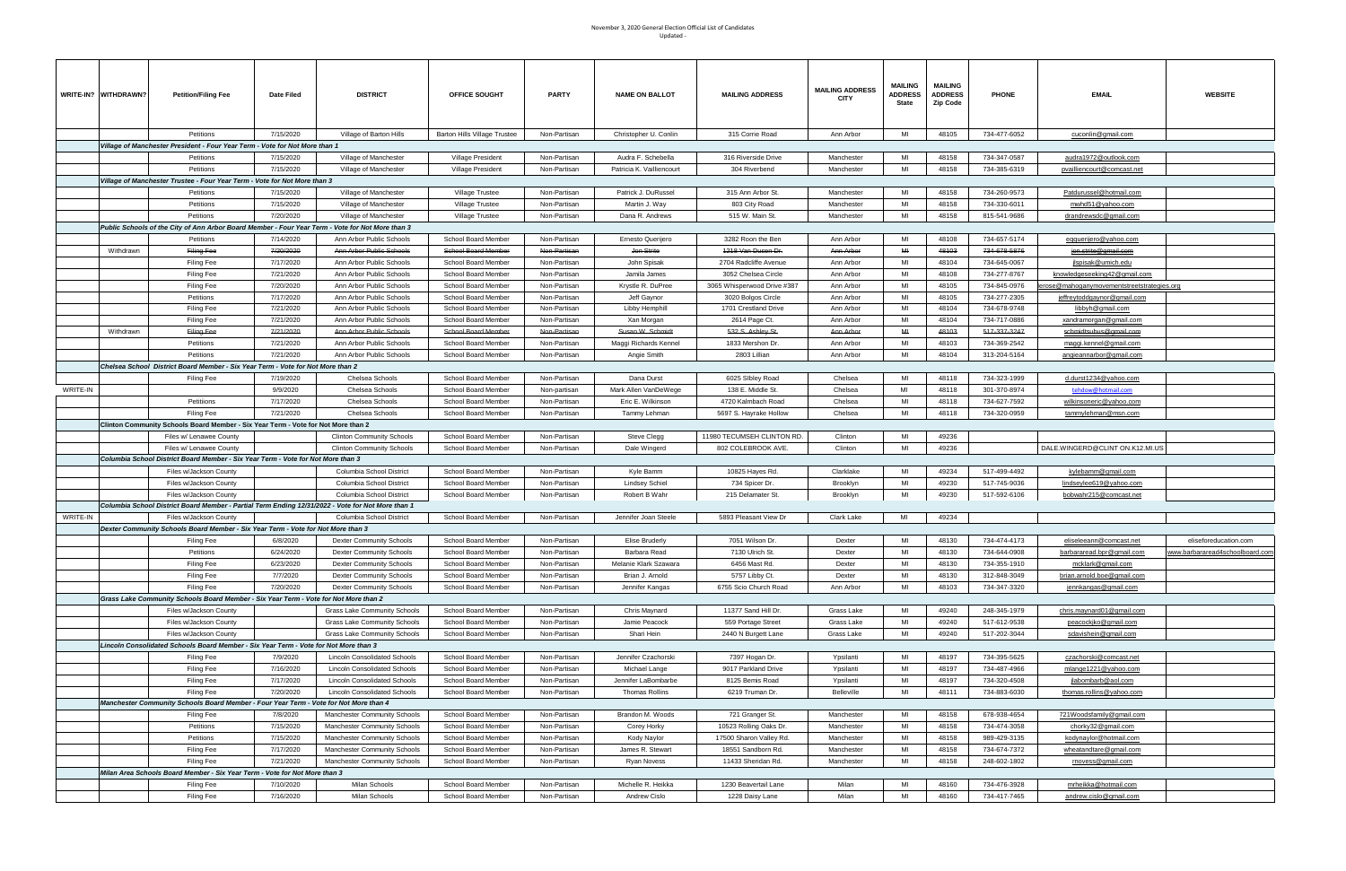November 3, 2020 General Election Official List of Candidates
Updated -

| WRITE-IN? | WITHDRAWN? | Petition/Filing Fee | Date Filed | DISTRICT | OFFICE SOUGHT | PARTY | NAME ON BALLOT | MAILING ADDRESS | MAILING ADDRESS CITY | MAILING ADDRESS State | MAILING ADDRESS Zip Code | PHONE | EMAIL | WEBSITE |
|---|---|---|---|---|---|---|---|---|---|---|---|---|---|---|
| | | Petitions | 7/15/2020 | Village of Barton Hills | Barton Hills Village Trustee | Non-Partisan | Christopher U. Conlin | 315 Corrie Road | Ann Arbor | MI | 48105 | 734-477-6052 | cuconlin@gmail.com | |
| | | *Village of Manchester President - Four Year Term - Vote for Not More than 1* | | | | | | | | | | | | |
| | | Petitions | 7/15/2020 | Village of Manchester | Village President | Non-Partisan | Audra F. Schebella | 316 Riverside Drive | Manchester | MI | 48158 | 734-347-0587 | audra1972@outlook.com | |
| | | Petitions | 7/15/2020 | Village of Manchester | Village President | Non-Partisan | Patricia K. Vailliencourt | 304 Riverbend | Manchester | MI | 48158 | 734-385-6319 | pvailliencourt@comcast.net | |
| | | *Village of Manchester Trustee - Four Year Term - Vote for Not More than 3* | | | | | | | | | | | | |
| | | Petitions | 7/15/2020 | Village of Manchester | Village Trustee | Non-Partisan | Patrick J. DuRussel | 315 Ann Arbor St. | Manchester | MI | 48158 | 734-260-9573 | Patdurussel@hotmail.com | |
| | | Petitions | 7/15/2020 | Village of Manchester | Village Trustee | Non-Partisan | Martin J. Way | 803 City Road | Manchester | MI | 48158 | 734-330-6011 | mwhd51@yahoo.com | |
| | | Petitions | 7/20/2020 | Village of Manchester | Village Trustee | Non-Partisan | Dana R. Andrews | 515 W. Main St. | Manchester | MI | 48158 | 815-541-9686 | drandrewsdc@gmail.com | |
| | | *Public Schools of the City of Ann Arbor Board Member - Four Year Term - Vote for Not More than 3* | | | | | | | | | | | | |
| | | Petitions | 7/14/2020 | Ann Arbor Public Schools | School Board Member | Non-Partisan | Ernesto Querijero | 3282 Roon the Ben | Ann Arbor | MI | 48108 | 734-657-5174 | eqquerijero@yahoo.com | |
| | Withdrawn | ~~Filing Fee~~ | ~~7/20/2020~~ | ~~Ann Arbor Public Schools~~ | ~~School Board Member~~ | ~~Non-Partisan~~ | ~~Jon Strite~~ | ~~1218 Van Dusen Dr.~~ | ~~Ann Arbor~~ | ~~MI~~ | ~~48103~~ | ~~734-678-5876~~ | ~~jon.strite@gmail.com~~ | |
| | | Filing Fee | 7/17/2020 | Ann Arbor Public Schools | School Board Member | Non-Partisan | John Spisak | 2704 Radcliffe Avenue | Ann Arbor | MI | 48104 | 734-645-0067 | jlspisak@umich.edu | |
| | | Filing Fee | 7/21/2020 | Ann Arbor Public Schools | School Board Member | Non-Partisan | Jamila James | 3052 Chelsea Circle | Ann Arbor | MI | 48108 | 734-277-8767 | knowledgeseeking42@gmail.com | |
| | | Filing Fee | 7/20/2020 | Ann Arbor Public Schools | School Board Member | Non-Partisan | Krystle R. DuPree | 3065 Whisperwood Drive #387 | Ann Arbor | MI | 48105 | 734-845-0976 | krose@mahoganymovementstreetstrategies.org | |
| | | Petitions | 7/17/2020 | Ann Arbor Public Schools | School Board Member | Non-Partisan | Jeff Gaynor | 3020 Bolgos Circle | Ann Arbor | MI | 48105 | 734-277-2305 | jeffreytoddgaynor@gmail.com | |
| | | Filing Fee | 7/21/2020 | Ann Arbor Public Schools | School Board Member | Non-Partisan | Libby Hemphill | 1701 Crestland Drive | Ann Arbor | MI | 48104 | 734-678-9748 | libbyh@gmail.com | |
| | | Filing Fee | 7/21/2020 | Ann Arbor Public Schools | School Board Member | Non-Partisan | Xan Morgan | 2614 Page Ct. | Ann Arbor | MI | 48104 | 734-717-0886 | xandramorgan@gmail.com | |
| | Withdrawn | ~~Filing Fee~~ | ~~7/21/2020~~ | ~~Ann Arbor Public Schools~~ | ~~School Board Member~~ | ~~Non-Partisan~~ | ~~Susan W. Schmidt~~ | ~~532 S. Ashley St.~~ | ~~Ann Arbor~~ | ~~MI~~ | ~~48103~~ | ~~517-337-3247~~ | ~~schmidtsubus@gmail.com~~ | |
| | | Petitions | 7/21/2020 | Ann Arbor Public Schools | School Board Member | Non-Partisan | Maggi Richards Kennel | 1833 Mershon Dr. | Ann Arbor | MI | 48103 | 734-369-2542 | maggi.kennel@gmail.com | |
| | | Petitions | 7/21/2020 | Ann Arbor Public Schools | School Board Member | Non-Partisan | Angie Smith | 2803 Lillian | Ann Arbor | MI | 48104 | 313-204-5164 | angieannarbor@gmail.com | |
| | | *Chelsea School District Board Member - Six Year Term - Vote for Not More than 2* | | | | | | | | | | | | |
| | | Filing Fee | 7/19/2020 | Chelsea Schools | School Board Member | Non-Partisan | Dana Durst | 6025 Sibley Road | Chelsea | MI | 48118 | 734-323-1999 | d.durst1234@yahoo.com | |
| WRITE-IN | | | 9/9/2020 | Chelsea Schools | School Board Member | Non-partisan | Mark Allen VanDeWege | 138 E. Middle St. | Chelsea | MI | 48118 | 301-370-8974 | tehdow@hotmail.com | |
| | | Petitions | 7/17/2020 | Chelsea Schools | School Board Member | Non-Partisan | Eric E. Wilkinson | 4720 Kalmbach Road | Chelsea | MI | 48118 | 734-627-7592 | wilkinsoneric@yahoo.com | |
| | | Filing Fee | 7/21/2020 | Chelsea Schools | School Board Member | Non-Partisan | Tammy Lehman | 5697 S. Hayrake Hollow | Chelsea | MI | 48118 | 734-320-0959 | tammylehman@msn.com | |
| | | *Clinton Community Schools Board Member - Six Year Term - Vote for Not More than 2* | | | | | | | | | | | | |
| | | Files w/ Lenawee County | | Clinton Community Schools | School Board Member | Non-Partisan | Steve Clegg | 11980 TECUMSEH CLINTON RD. | Clinton | MI | 49236 | | | |
| | | Files w/ Lenawee County | | Clinton Community Schools | School Board Member | Non-Partisan | Dale Wingerd | 802 COLEBROOK AVE. | Clinton | MI | 49236 | | DALE.WINGERD@CLINT ON.K12.MI.US | |
| | | *Columbia School District Board Member - Six Year Term - Vote for Not More than 3* | | | | | | | | | | | | |
| | | Files w/Jackson County | | Columbia School District | School Board Member | Non-Partisan | Kyle Bamm | 10825 Hayes Rd. | Clarklake | MI | 49234 | 517-499-4492 | kylebamm@gmail.com | |
| | | Files w/Jackson County | | Columbia School District | School Board Member | Non-Partisan | Lindsey Schiel | 734 Spicer Dr. | Brooklyn | MI | 49230 | 517-745-9036 | lindseylee619@yahoo.com | |
| | | Files w/Jackson County | | Columbia School District | School Board Member | Non-Partisan | Robert B Wahr | 215 Delamater St. | Brooklyn | MI | 49230 | 517-592-6106 | bobwahr215@comcast.net | |
| | | *Columbia School District Board Member - Partial Term Ending 12/31/2022 - Vote for Not More than 1* | | | | | | | | | | | | |
| WRITE-IN | | Files w/Jackson County | | Columbia School District | School Board Member | Non-Partisan | Jennifer Joan Steele | 5893 Pleasant View Dr | Clark Lake | MI | 49234 | | | |
| | | *Dexter Community Schools Board Member - Six Year Term - Vote for Not More than 3* | | | | | | | | | | | | |
| | | Filing Fee | 6/8/2020 | Dexter Community Schools | School Board Member | Non-Partisan | Elise Bruderly | 7051 Wilson Dr. | Dexter | MI | 48130 | 734-474-4173 | eliseleeann@comcast.net | eliseforeducation.com |
| | | Petitions | 6/24/2020 | Dexter Community Schools | School Board Member | Non-Partisan | Barbara Read | 7130 Ulrich St. | Dexter | MI | 48130 | 734-644-0908 | barbararead.bor@gmail.com | www.barbararead4schoolboard.com |
| | | Filing Fee | 6/23/2020 | Dexter Community Schools | School Board Member | Non-Partisan | Melanie Klark Szawara | 6456 Mast Rd. | Dexter | MI | 48130 | 734-355-1910 | mcklark@gmail.com | |
| | | Filing Fee | 7/7/2020 | Dexter Community Schools | School Board Member | Non-Partisan | Brian J. Arnold | 5757 Libby Ct. | Dexter | MI | 48130 | 312-848-3049 | brian.arnold.boe@gmail.com | |
| | | Filing Fee | 7/20/2020 | Dexter Community Schools | School Board Member | Non-Partisan | Jennifer Kangas | 6755 Scio Church Road | Ann Arbor | MI | 48103 | 734-347-3320 | jennkangas@gmail.com | |
| | | *Grass Lake Community Schools Board Member - Six Year Term - Vote for Not More than 2* | | | | | | | | | | | | |
| | | Files w/Jackson County | | Grass Lake Community Schools | School Board Member | Non-Partisan | Chris Maynard | 11377 Sand Hill Dr. | Grass Lake | MI | 49240 | 248-345-1979 | chris.maynard01@gmail.com | |
| | | Files w/Jackson County | | Grass Lake Community Schools | School Board Member | Non-Partisan | Jamie Peacock | 559 Portage Street | Grass Lake | MI | 49240 | 517-612-9538 | peacockjko@gmail.com | |
| | | Files w/Jackson County | | Grass Lake Community Schools | School Board Member | Non-Partisan | Shari Hein | 2440 N Burgett Lane | Grass Lake | MI | 49240 | 517-202-3044 | sdavishein@gmail.com | |
| | | *Lincoln Consolidated Schools Board Member - Six Year Term - Vote for Not More than 3* | | | | | | | | | | | | |
| | | Filing Fee | 7/9/2020 | Lincoln Consolidated Schools | School Board Member | Non-Partisan | Jennifer Czachorski | 7397 Hogan Dr. | Ypsilanti | MI | 48197 | 734-395-5625 | czachorski@comcast.net | |
| | | Filing Fee | 7/16/2020 | Lincoln Consolidated Schools | School Board Member | Non-Partisan | Michael Lange | 9017 Parkland Drive | Ypsilanti | MI | 48197 | 734-487-4966 | mlange1221@yahoo.com | |
| | | Filing Fee | 7/17/2020 | Lincoln Consolidated Schools | School Board Member | Non-Partisan | Jennifer LaBombarbe | 8125 Bemis Road | Ypsilanti | MI | 48197 | 734-320-4508 | jlabombarb@aol.com | |
| | | Filing Fee | 7/20/2020 | Lincoln Consolidated Schools | School Board Member | Non-Partisan | Thomas Rollins | 6219 Truman Dr. | Belleville | MI | 48111 | 734-883-6030 | thomas.rollins@yahoo.com | |
| | | *Manchester Community Schools Board Member - Four Year Term - Vote for Not More than 4* | | | | | | | | | | | | |
| | | Filing Fee | 7/8/2020 | Manchester Community Schools | School Board Member | Non-Partisan | Brandon M. Woods | 721 Granger St. | Manchester | MI | 48158 | 678-938-4654 | 721Woodsfamily@gmail.com | |
| | | Petitions | 7/15/2020 | Manchester Community Schools | School Board Member | Non-Partisan | Corey Horky | 10523 Rolling Oaks Dr. | Manchester | MI | 48158 | 734-474-3058 | chorky32@gmail.com | |
| | | Petitions | 7/15/2020 | Manchester Community Schools | School Board Member | Non-Partisan | Kody Naylor | 17500 Sharon Valley Rd. | Manchester | MI | 48158 | 989-429-3135 | kodynaylor@hotmail.com | |
| | | Filing Fee | 7/17/2020 | Manchester Community Schools | School Board Member | Non-Partisan | James R. Stewart | 18551 Sandborn Rd. | Manchester | MI | 48158 | 734-674-7372 | wheatandtare@gmail.com | |
| | | Filing Fee | 7/21/2020 | Manchester Community Schools | School Board Member | Non-Partisan | Ryan Novess | 11433 Sheridan Rd. | Manchester | MI | 48158 | 248-602-1802 | rnovess@gmail.com | |
| | | *Milan Area Schools Board Member - Six Year Term - Vote for Not More than 3* | | | | | | | | | | | | |
| | | Filing Fee | 7/10/2020 | Milan Schools | School Board Member | Non-Partisan | Michelle R. Heikka | 1230 Beavertail Lane | Milan | MI | 48160 | 734-476-3928 | mrheikka@hotmail.com | |
| | | Filing Fee | 7/16/2020 | Milan Schools | School Board Member | Non-Partisan | Andrew Cislo | 1228 Daisy Lane | Milan | MI | 48160 | 734-417-7465 | andrew.cislo@gmail.com | |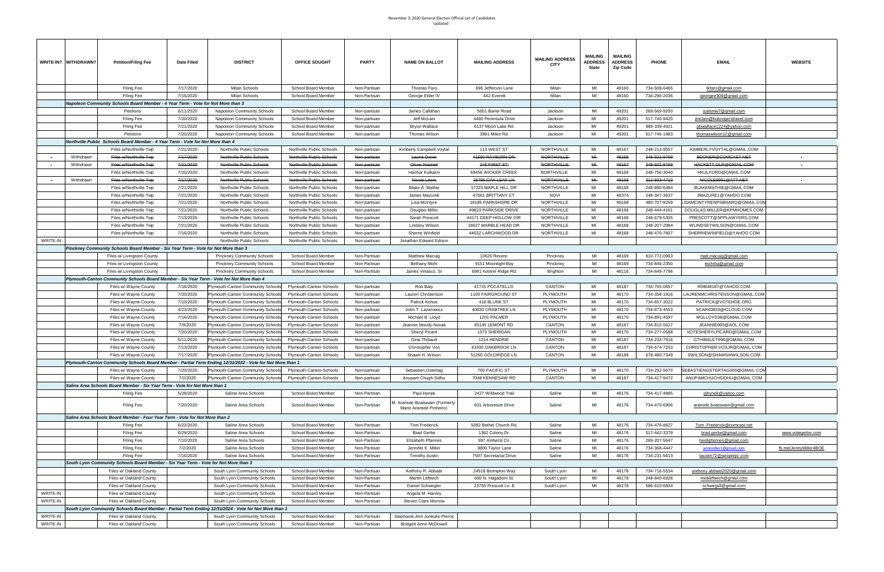November 3, 2020 General Election Official List of Candidates
Updated -

| WRITE-IN? | WITHDRAWN? | Petition/Filing Fee | Date Filed | DISTRICT | OFFICE SOUGHT | PARTY | NAME ON BALLOT | MAILING ADDRESS | MAILING ADDRESS CITY | MAILING ADDRESS State | MAILING ADDRESS Zip Code | PHONE | EMAIL | WEBSITE |
|---|---|---|---|---|---|---|---|---|---|---|---|---|---|---|
| | | Filing Fee | 7/17/2020 | Milan Schools | School Board Member | Non-Partisan | Thomas Faro | 696 Jefferson Lane | Milan | MI | 48160 | 734-508-6465 | tkfaro@gmail.com | |
| | | Filing Fee | 7/16/2020 | Milan Schools | School Board Member | Non-Partisan | George Elder IV | 442 Everett | Milan | MI | 48160 | 734-290-2036 | georgee306@gmail.com | |
| | | **Napoleon Community Schools Board Member - 4 Year Term - Vote for Not More than 3** | | | | | | | | | | | | |
| | | Petitions | 6/11/2020 | Napoleon Community Schools | School Board Member | Non-partisan | James Callahan | 5651 Baner Road | Jackson | MI | 49201 | 269-569-9200 | jcalsmw7@gmail.com | |
| | | Filing Fee | 7/20/2020 | Napoleon Community Schools | School Board Member | Non-partisan | Jeff McLain | 4460 Peninsula Drive | Jackson | MI | 49201 | 517-740-9420 | jmclain@bobrogerstravel.com | |
| | | Filing Fee | 7/21/2020 | Napoleon Community Schools | School Board Member | Non-partisan | Bryce Wallace | 6137 Moon Lake Rd. | Jackson | MI | 49201 | 989-339-4921 | pbwallace1224@yahoo.com | |
| | | Petitions | 7/20/2020 | Napoleon Community Schools | School Board Member | Non-partisan | Thomas Wilson | 3981 Miles Rd. | Jackson | MI | 49201 | 517-745-1983 | thomaswilson12@gmail.com | |
| | | **Northville Public Schools Board Member - 4 Year Term - Vote for Not More than 4** | | | | | | | | | | | | |
| | | Files w/Northville Twp | 7/21/2020 | Northville Public Schools | Northville Public Schools | Non-partisan | Kimberly Campbell-Voytal | 113 WEST ST | NORTHVILLE | MI | 48167 | 248-212-9557 | KIMBERLYVOYTAL@GMAIL.COM | |
| - | Withdrawn | ~~Files w/Northville Twp~~ | ~~7/17/2020~~ | ~~Northville Public Schools~~ | ~~Northville Public Schools~~ | ~~Non-partisan~~ | ~~Laurie Doner~~ | ~~41680 RAYBURN DR~~ | ~~NORTHVILLE~~ | ~~MI~~ | ~~48168~~ | ~~248-921-9768~~ | ~~BDONER@COMCAST.NET~~ | - |
| - | Withdrawn | ~~Files w/Northville Twp~~ | ~~7/21/2020~~ | ~~Northville Public Schools~~ | ~~Northville Public Schools~~ | ~~Non-partisan~~ | ~~Oliver Hackett~~ | ~~245 FIRST ST~~ | ~~NORTHVILLE~~ | ~~MI~~ | ~~48167~~ | ~~248-921-9768~~ | ~~HACKETT.OLR@GMAIL.COM~~ | - |
| | | Files w/Northville Twp | 7/20/2020 | Northville Public Schools | Northville Public Schools | Non-partisan | Harihar Kulkarni | 48456 WICKER CREEK | NORTHVILLE | MI | 48168 | 248-756-3040 | HKULFORD@GMAIL.COM | |
| - | Withdrawn | ~~Files w/Northville Twp~~ | ~~7/17/2020~~ | ~~Northville Public Schools~~ | ~~Northville Public Schools~~ | ~~Non-partisan~~ | ~~Nicole Lewis~~ | ~~16795 OAK LEAF LN~~ | ~~NORTHVILLE~~ | ~~MI~~ | ~~48168~~ | ~~313-933-4710~~ | ~~NICOLE8991@ATT.NET~~ | - |
| | | Files w/Northville Twp | 7/21/2020 | Northville Public Schools | Northville Public Schools | Non-partisan | Blake A. Mathie | 17223 MAPLE HILL DR | NORTHVILLE | MI | 48168 | 248-890-6484 | BLAKEMATHIE@GMAIL.COM | |
| | | Files w/Northville Twp | 7/21/2020 | Northville Public Schools | Northville Public Schools | Non-partisan | James Mazurek | 47561 BRITTANY CT | NOVI | MI | 48374 | 248-347-3637 | JMAZURE1@YAHOO.COM | |
| | | Files w/Northville Twp | 7/21/2020 | Northville Public Schools | Northville Public Schools | Non-partisan | Lisa McIntyre | 18185 PARKSHORE DR | NORTHVILLE | MI | 48168 | 480-707-8259 | LISAMCINTYRENPSBOARD@GMAIL.COM | |
| | | Files w/Northville Twp | 7/21/2020 | Northville Public Schools | Northville Public Schools | Non-partisan | Douglas Miller | 49823 PARKSIDE DRIVE | NORTHVILLE | MI | 48168 | 248-444-4161 | DOUGLAS.MILLER@KPMHOMES.COM | |
| | | Files w/Northville Twp | 7/13/2020 | Northville Public Schools | Northville Public Schools | Non-partisan | Sarah Prescott | 44171 DEER HOLLOW CIR | NORTHVILLE | MI | 48168 | 248-679-5305 | PRESCOTT@SPPLAWYERS.COM | |
| | | Files w/Northville Twp | 7/21/2020 | Northville Public Schools | Northville Public Schools | Non-partisan | Lindsey Wilson | 18627 MARBLE HEAD DR | NORTHVILLE | MI | 48168 | 248-207-2984 | WLINDSEYWILSON@GMAIL.COM | |
| | | Files w/Northville Twp | 7/16/2020 | Northville Public Schools | Northville Public Schools | Non-partisan | Sherrie Winfield | 44632 LARCHWOOD DR | NORTHVILLE | MI | 48168 | 248-470-7807 | SHERRIEWINFIELD@YAHOO.COM | |
| WRITE-IN | | | | Northville Public Schools | Northville Public Schools | Non-partisan | Jonathan Edward Edison | | | | | | | |
| | | **Pinckney Community Schools Board Member - Six Year Term - Vote for Not More than 3** | | | | | | | | | | | | |
| | | Files w/ Livingston County | | Pinckney Community Schools | School Board Member | Non-Partisan | Matthew Maciag | 10626 Revere | Pinckney | MI | 48169 | 810-772-0963 | matt.maciag@gmail.com | |
| | | Files w/ Livingston County | | Pinckney Community Schools | School Board Member | Non-Partisan | Bethany Mohr | 9151 Moonlight Bay | Pinckney | MI | 48169 | 734-846-2350 | mohrba@gmail.com | |
| | | Files w/ Livingston County | | Pinckney Community Schools | School Board Member | Non-Partisan | James Velasco, Sr | 6981 Kestrel Ridge Rd. | Brighton | MI | 48116 | 734-649-7796 | | |
| | | **Plymouth-Canton Community Schools Board Member - Six Year Term - Vote for Not More than 4** | | | | | | | | | | | | |
| | | Files w/ Wayne County | 7/16/2020 | Plymouth-Canton Community Schools | Plymouth-Canton Schools | Non-partisan | Rob Baty | 41715 POCATELLO | CANTON | MI | 48187 | 734-765-0657 | ROB48187@YAHOO.COM | |
| | | Files w/ Wayne County | 7/20/2020 | Plymouth-Canton Community Schools | Plymouth-Canton Schools | Non-partisan | Lauren Christenson | 1100 FAIRGROUND ST | PLYMOUTH | MI | 48170 | 734-358-1916 | LAURENMCHRISTENSON@GMAIL.COM | |
| | | Files w/ Wayne County | 7/10/2020 | Plymouth-Canton Community Schools | Plymouth-Canton Schools | Non-partisan | Patrick Kehoe | 418 BLUNK ST | PLYMOUTH | MI | 48170 | 734-657-3022 | PATRICK@VOTEHOE.ORG | |
| | | Files w/ Wayne County | 4/23/2020 | Plymouth-Canton Community Schools | Plymouth-Canton Schools | Non-partisan | John T. Lazarowicz | 40833 CRABTREE LN | PLYMOUTH | MI | 48170 | 734-673-4553 | SCAR40833@ICLOUD.COM | |
| | | Files w/ Wayne County | 7/16/2020 | Plymouth-Canton Community Schools | Plymouth-Canton Schools | Non-partisan | Michael B. Lloyd | 1201 PALMER | PLYMOUTH | MI | 48170 | 734-891-4597 | MGLLOYD38@GMAIL.COM | |
| | | Files w/ Wayne County | 7/9/2020 | Plymouth-Canton Community Schools | Plymouth-Canton Schools | Non-partisan | Jeannie Moody-Novak | 45145 LEMONT RD | CANTON | MI | 48187 | 734-812-5617 | JEANNIE965@AOL.COM | |
| | | Files w/ Wayne County | 7/20/2020 | Plymouth-Canton Community Schools | Plymouth-Canton Schools | Non-partisan | Sheryl Picard | 1373 SHERIDAN | PLYMOUTH | MI | 48170 | 734-277-0588 | VOTESHERYLPICARD@GMAIL.COM | |
| | | Files w/ Wayne County | 6/11/2020 | Plymouth-Canton Community Schools | Plymouth-Canton Schools | Non-partisan | Gina Thibault | 1214 HENDRIE | CANTON | MI | 48187 | 734-233-7916 | GTHIBAULT996@GMAIL.COM | |
| | | Files w/ Wayne County | 7/13/2020 | Plymouth-Canton Community Schools | Plymouth-Canton Schools | Non-partisan | Christopher Vos | 43300 OAKBROOK LN | CANTON | MI | 48187 | 734-674-7253 | CHRISTOPHER.VOSJR@GMAIL.COM | |
| | | Files w/ Wayne County | 7/17/2020 | Plymouth-Canton Community Schools | Plymouth-Canton Schools | Non-partisan | Shawn H. Wilson | 51265 GOLDRIDGE LN | CANTON | MI | 48188 | 678-480-7349 | SWILSON@SHAWNHWILSON.COM | |
| | | **Plymouth-Canton Community Schools Board Member - Partial Term Ending 12/31/2022 - Vote for Not More than 1** | | | | | | | | | | | | |
| | | Files w/ Wayne County | 7/20/2020 | Plymouth-Canton Community Schools | Plymouth-Canton Schools | Non-partisan | Sebastien Ostertag | 700 PACIFIC ST | PLYMOUTH | MI | 48170 | 734-292-5670 | SEBASTIENOSTERTAG000@GMAIL.COM | |
| | | Files w/ Wayne County | 7/2/2020 | Plymouth-Canton Community Schools | Plymouth-Canton Schools | Non-partisan | Anupam Chugh Sidhu | 7048 KENNESAW RD | CANTON | MI | 48187 | 734-417-9472 | ANUPAMCHUCHSIDHU@GMAIL.COM | |
| | | **Saline Area Schools Board Member - Six Year Term - Vote for Not More than 1** | | | | | | | | | | | | |
| | | Filing Fee | 5/28/2020 | Saline Area Schools | School Board Member | Non-Partisan | Paul Hynek | 2427 Wildwood Trail | Saline | MI | 48176 | 734-417-4885 | pjhynek@yahoo.com | |
| | | Filing Fee | 7/20/2020 | Saline Area Schools | School Board Member | Non-Partisan | M. Aramide Boatswain (Formerly: Marie Aramide Pinheiro) | 831 Arboretum Drive | Saline | MI | 48176 | 734-470-6906 | aramide.boatswain@gmail.com | |
| | | **Saline Area Schools Board Member - Four Year Term - Vote for Not More than 2** | | | | | | | | | | | | |
| | | Filing Fee | 6/22/2020 | Saline Area Schools | School Board Member | Non-Partisan | Tom Frederick | 5092 Bethel Church Rd. | Saline | MI | 48176 | 734-476-8627 | Tom_Frederick@comcast.net | |
| | | Filing Fee | 6/29/2020 | Saline Area Schools | School Board Member | Non-Partisan | Brad Gerbe | 1362 Colony Dr. | Saline | MI | 48176 | 517-442-3379 | brad.gerbe@gmail.com | www.votegerbe.com |
| | | Filing Fee | 7/10/2020 | Saline Area Schools | School Board Member | Non-Partisan | Elizabeth Pfannes | 597 Amherst Cir. | Saline | MI | 48176 | 269-207-5647 | heidipfannes@gmail.com | |
| | | Filing Fee | 7/2/2020 | Saline Area Schools | School Board Member | Non-Partisan | Jennifer K. Miller | 3800 Taylor Lane | Saline | MI | 48176 | 734-368-4447 | jenkmiller1@gmail.com | fb.me/JennyMiller4BOE |
| | | Filing Fee | 7/16/2020 | Saline Area Schools | School Board Member | Non-Partisan | Timothy Austin | 7597 Secretariat Drive | Saline | MI | 48176 | 734-231-5613 | taustin72@peoplepc.com | |
| | | **South Lyon Community Schools Board Member - Six Year Term - Vote for Not More than 3** | | | | | | | | | | | | |
| | | Files w/ Oakland County | | South Lyon Community Schools | School Board Member | Non-Partisan | Anthony R. Abbate | 24518 Brompton Way | South Lyon | MI | 48178 | 734-716-5534 | anthony.abbate2020@gmail.com | |
| | | Files w/ Oakland County | | South Lyon Community Schools | School Board Member | Non-Partisan | Martin Leftwich | 660 N. Hagadorn St. | South Lyon | MI | 48178 | 248-840-6928 | mealeftwich@gmail.com | |
| | | Files w/ Oakland County | | South Lyon Community Schools | School Board Member | Non-Partisan | Daniel Schwegler | 23755 Prescott Ln. E | South Lyon | MI | 48178 | 586-610-6604 | schwegsll@gmail.com | |
| WRITE-IN | | Files w/ Oakland County | | South Lyon Community Schools | School Board Member | Non-Partisan | Angela M. Harvey | | | | | | | |
| WRITE-IN | | Files w/ Oakland County | | South Lyon Community Schools | School Board Member | Non-Partisan | Steven Clare Morrow | | | | | | | |
| | | **South Lyon Community Schools Board Member - Partial Term Ending 12/31/2024 - Vote for Not More than 1** | | | | | | | | | | | | |
| WRITE-IN | | Files w/ Oakland County | | South Lyon Community Schools | School Board Member | Non-Partisan | Stephanie Ann Junkulis-Pierce | | | | | | | |
| WRITE-IN | | Files w/ Oakland County | | South Lyon Community Schools | School Board Member | Non-Partisan | Bridgett Anne McDowell | | | | | | | |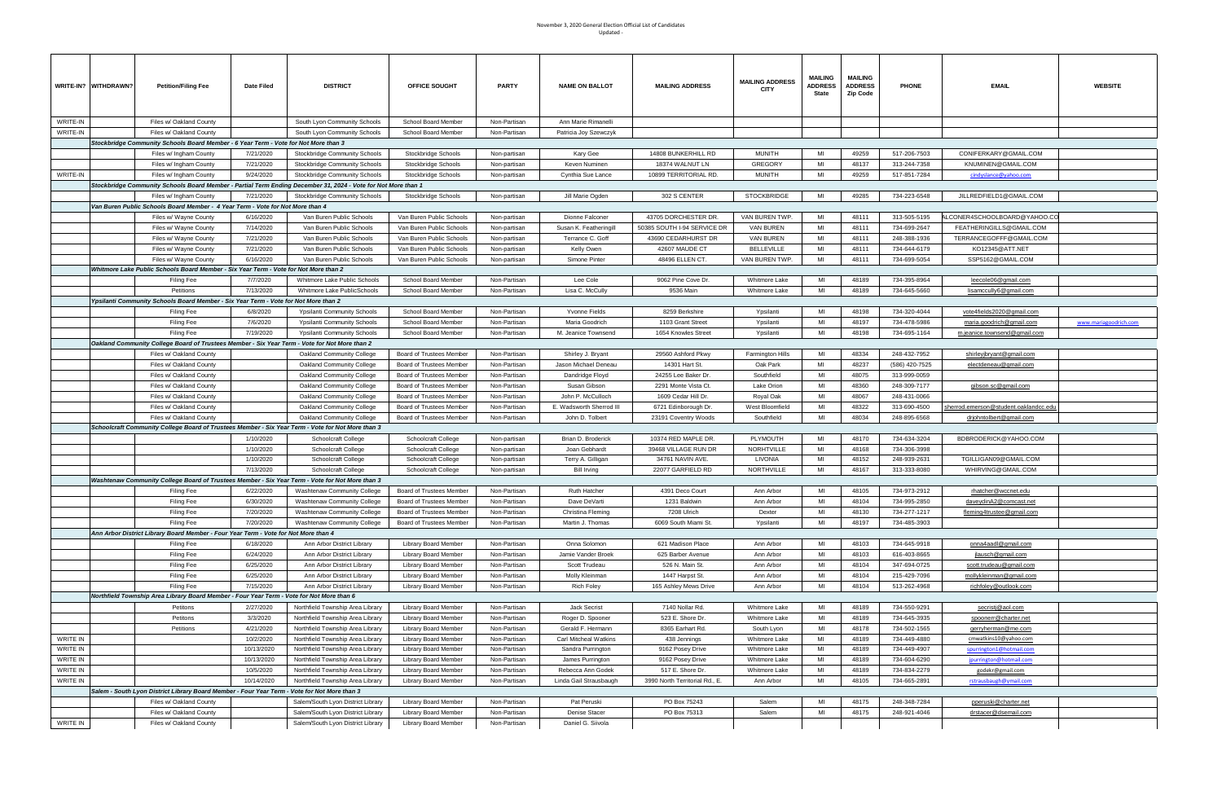November 3, 2020 General Election Official List of Candidates
Updated -

| WRITE-IN? | WITHDRAWN? | Petition/Filing Fee | Date Filed | DISTRICT | OFFICE SOUGHT | PARTY | NAME ON BALLOT | MAILING ADDRESS | MAILING ADDRESS CITY | MAILING ADDRESS State | MAILING ADDRESS Zip Code | PHONE | EMAIL | WEBSITE |
|---|---|---|---|---|---|---|---|---|---|---|---|---|---|---|
| WRITE-IN | | Files w/ Oakland County | | South Lyon Community Schools | School Board Member | Non-Partisan | Ann Marie Rimanelli | | | | | | | |
| WRITE-IN | | Files w/ Oakland County | | South Lyon Community Schools | School Board Member | Non-Partisan | Patricia Joy Szewczyk | | | | | | | |
| | | ***Stockbridge Community Schools Board Member - 6 Year Term - Vote for Not More than 3*** | | | | | | | | | | | | |
| | | Files w/ Ingham County | 7/21/2020 | Stockbridge Community Schools | Stockbridge Schools | Non-partisan | Kary Gee | 14808 BUNKERHILL RD | MUNITH | MI | 49259 | 517-206-7503 | CONIFERKARY@GMAIL.COM | |
| | | Files w/ Ingham County | 7/21/2020 | Stockbridge Community Schools | Stockbridge Schools | Non-partisan | Keven Numinen | 18374 WALNUT LN | GREGORY | MI | 48137 | 313-244-7358 | KNUMINEN@GMAIL.COM | |
| WRITE-IN | | Files w/ Ingham County | 9/24/2020 | Stockbridge Community Schools | Stockbridge Schools | Non-partisan | Cynthia Sue Lance | 10899 TERRITORIAL RD. | MUNITH | MI | 49259 | 517-851-7284 | cindyslance@yahoo.com | |
| | | ***Stockbridge Community Schools Board Member - Partial Term Ending December 31, 2024 - Vote for Not More than 1*** | | | | | | | | | | | | |
| | | Files w/ Ingham County | 7/21/2020 | Stockbridge Community Schools | Stockbridge Schools | Non-partisan | Jill Marie Ogden | 302 S CENTER | STOCKBRIDGE | MI | 49285 | 734-223-6548 | JILLREDFIELD1@GMAIL.COM | |
| | | ***Van Buren Public Schools Board Member - 4 Year Term - Vote for Not More than 4*** | | | | | | | | | | | | |
| | | Files w/ Wayne County | 6/16/2020 | Van Buren Public Schools | Van Buren Public Schools | Non-partisan | Dionne Falconer | 43705 DORCHESTER DR. | VAN BUREN TWP. | MI | 48111 | 313-505-5195 | ALCONER4SCHOOLBOARD@YAHOO.CO | |
| | | Files w/ Wayne County | 7/14/2020 | Van Buren Public Schools | Van Buren Public Schools | Non-partisan | Susan K. Featheringill | 50385 SOUTH I-94 SERVICE DR | VAN BUREN | MI | 48111 | 734-699-2647 | FEATHERINGILLS@GMAIL.COM | |
| | | Files w/ Wayne County | 7/21/2020 | Van Buren Public Schools | Van Buren Public Schools | Non-partisan | Terrance C. Goff | 43690 CEDARHURST DR | VAN BUREN | MI | 48111 | 248-388-1936 | TERRANCEGOFFF@GMAIL.COM | |
| | | Files w/ Wayne County | 7/21/2020 | Van Buren Public Schools | Van Buren Public Schools | Non-partisan | Kelly Owen | 42607 MAUDE CT | BELLEVILLE | MI | 48111 | 734-644-6179 | KO12345@ATT.NET | |
| | | Files w/ Wayne County | 6/16/2020 | Van Buren Public Schools | Van Buren Public Schools | Non-partisan | Simone Pinter | 48496 ELLEN CT. | VAN BUREN TWP. | MI | 48111 | 734-699-5054 | SSP5162@GMAIL.COM | |
| | | ***Whitmore Lake Public Schools Board Member - Six Year Term - Vote for Not More than 2*** | | | | | | | | | | | | |
| | | Filing Fee | 7/7/2020 | Whitmore Lake Public Schools | School Board Member | Non-Partisan | Lee Cole | 9062 Pine Cove Dr. | Whitmore Lake | MI | 48189 | 734-395-8964 | leecole06@gmail.com | |
| | | Petitions | 7/13/2020 | Whitmore Lake PublicSchools | School Board Member | Non-Partisan | Lisa C. McCully | 9536 Main | Whitmore Lake | MI | 48189 | 734-645-5660 | lisamccully6@gmail.com | |
| | | ***Ypsilanti Community Schools Board Member - Six Year Term - Vote for Not More than 2*** | | | | | | | | | | | | |
| | | Filing Fee | 6/8/2020 | Ypsilanti Community Schools | School Board Member | Non-Partisan | Yvonne Fields | 8259 Berkshire | Ypsilanti | MI | 48198 | 734-320-4044 | vote4fields2020@gmail.com | |
| | | Filing Fee | 7/6/2020 | Ypsilanti Community Schools | School Board Member | Non-Partisan | Maria Goodrich | 1103 Grant Street | Ypsilanti | MI | 48197 | 734-478-5986 | maria.goodrich@gmail.com | www.mariagoodrich.com |
| | | Filing Fee | 7/19/2020 | Ypsilanti Community Schools | School Board Member | Non-Partisan | M. Jeanice Townsend | 1654 Knowles Street | Ypsilanti | MI | 48198 | 734-695-1164 | m.jeanice.townsend@gmail.com | |
| | | ***Oakland Community College Board of Trustees Member - Six Year Term - Vote for Not More than 2*** | | | | | | | | | | | | |
| | | Files w/ Oakland County | | Oakland Community College | Board of Trustees Member | Non-Partisan | Shirley J. Bryant | 29560 Ashford Pkwy | Farmington Hills | MI | 48334 | 248-432-7952 | shirleyjbryant@gmail.com | |
| | | Files w/ Oakland County | | Oakland Community College | Board of Trustees Member | Non-Partisan | Jason Michael Deneau | 14301 Hart St. | Oak Park | MI | 48237 | (586) 420-7525 | electdeneau@gmail.com | |
| | | Files w/ Oakland County | | Oakland Community College | Board of Trustees Member | Non-Partisan | Dandridge Floyd | 24255 Lee Baker Dr. | Southfield | MI | 48075 | 313-999-0059 | | |
| | | Files w/ Oakland County | | Oakland Community College | Board of Trustees Member | Non-Partisan | Susan Gibson | 2291 Monte Vista Ct. | Lake Orion | MI | 48360 | 248-309-7177 | gibson.sc@gmail.com | |
| | | Files w/ Oakland County | | Oakland Community College | Board of Trustees Member | Non-Partisan | John P. McCulloch | 1609 Cedar Hill Dr. | Royal Oak | MI | 48067 | 248-431-0066 | | |
| | | Files w/ Oakland County | | Oakland Community College | Board of Trustees Member | Non-Partisan | E. Wadsworth Sherrod III | 6721 Edinborough Dr. | West Bloomfield | MI | 48322 | 313-690-4500 | sherrod.emerson@student.oaklandcc.edu | |
| | | Files w/ Oakland County | | Oakland Community College | Board of Trustees Member | Non-Partisan | John D. Tolbert | 23191 Coventry Woods | Southfield | MI | 48034 | 248-895-6568 | drjohntolbert@gmail.com | |
| | | ***Schoolcraft Community College Board of Trustees Member - Six Year Term - Vote for Not More than 3*** | | | | | | | | | | | | |
| | | | 1/10/2020 | Schoolcraft College | Schoolcraft College | Non-partisan | Brian D. Broderick | 10374 RED MAPLE DR. | PLYMOUTH | MI | 48170 | 734-634-3204 | BDBRODERICK@YAHOO.COM | |
| | | | 1/10/2020 | Schoolcraft College | Schoolcraft College | Non-partisan | Joan Gebhardt | 39468 VILLAGE RUN DR | NORHTVILLE | MI | 48168 | 734-306-3998 | | |
| | | | 1/10/2020 | Schoolcraft College | Schoolcraft College | Non-partisan | Terry A. Gilligan | 34761 NAVIN AVE. | LIVONIA | MI | 48152 | 248-939-2631 | TGILLIGAN09@GMAIL.COM | |
| | | | 7/13/2020 | Schoolcraft College | Schoolcraft College | Non-partisan | Bill Irving | 22077 GARFIELD RD | NORTHVILLE | MI | 48167 | 313-333-8080 | WHIRVING@GMAIL.COM | |
| | | ***Washtenaw Community College Board of Trustees Member - Six Year Term - Vote for Not More than 3*** | | | | | | | | | | | | |
| | | Filing Fee | 6/22/2020 | Washtenaw Community College | Board of Trustees Member | Non-Partisan | Ruth Hatcher | 4391 Deco Court | Ann Arbor | MI | 48105 | 734-973-2912 | rhatcher@wccnet.edu | |
| | | Filing Fee | 6/30/2020 | Washtenaw Community College | Board of Trustees Member | Non-Partisan | Dave DeVarti | 1231 Baldwin | Ann Arbor | MI | 48104 | 734-995-2850 | daveydinA2@comcast.net | |
| | | Filing Fee | 7/20/2020 | Washtenaw Community College | Board of Trustees Member | Non-Partisan | Christina Fleming | 7208 Ulrich | Dexter | MI | 48130 | 734-277-1217 | fleming4trustee@gmail.com | |
| | | Filing Fee | 7/20/2020 | Washtenaw Community College | Board of Trustees Member | Non-Partisan | Martin J. Thomas | 6069 South Miami St. | Ypsilanti | MI | 48197 | 734-485-3903 | | |
| | | ***Ann Arbor District Library Board Member - Four Year Term - Vote for Not More than 4*** | | | | | | | | | | | | |
| | | Filing Fee | 6/18/2020 | Ann Arbor District Library | Library Board Member | Non-Partisan | Onna Solomon | 621 Madison Place | Ann Arbor | MI | 48103 | 734-645-9918 | onna4aadl@gmail.com | |
| | | Filing Fee | 6/24/2020 | Ann Arbor District Library | Library Board Member | Non-Partisan | Jamie Vander Broek | 625 Barber Avenue | Ann Arbor | MI | 48103 | 616-403-8665 | jlausch@gmail.com | |
| | | Filing Fee | 6/25/2020 | Ann Arbor District Library | Library Board Member | Non-Partisan | Scott Trudeau | 526 N. Main St. | Ann Arbor | MI | 48104 | 347-694-0725 | scott.trudeau@gmail.com | |
| | | Filing Fee | 6/25/2020 | Ann Arbor District Library | Library Board Member | Non-Partisan | Molly Kleinman | 1447 Harpst St. | Ann Arbor | MI | 48104 | 215-429-7096 | mollykleinman@gmail.com | |
| | | Filing Fee | 7/15/2020 | Ann Arbor District Library | Library Board Member | Non-Partisan | Rich Foley | 165 Ashley Mews Drive | Ann Arbor | MI | 48104 | 513-262-4968 | richfoley@outlook.com | |
| | | ***Northfield Township Area Library Board Member - Four Year Term - Vote for Not More than 6*** | | | | | | | | | | | | |
| | | Petitons | 2/27/2020 | Northfield Township Area Library | Library Board Member | Non-Partisan | Jack Secrist | 7140 Nollar Rd. | Whitmore Lake | MI | 48189 | 734-550-9291 | secristj@aol.com | |
| | | Petitons | 3/3/2020 | Northfield Township Area Library | Library Board Member | Non-Partisan | Roger D. Spooner | 523 E. Shore Dr. | Whitmore Lake | MI | 48189 | 734-645-3935 | spoonerr@charter.net | |
| | | Petitions | 4/21/2020 | Northfield Township Area Library | Library Board Member | Non-Partisan | Gerald F. Hermann | 8365 Earhart Rd. | South Lyon | MI | 48178 | 734-502-1565 | gerryherman@me.com | |
| WRITE IN | | | 10/2/2020 | Northfield Township Area Library | Library Board Member | Non-Partisan | Carl Mitcheal Watkins | 438 Jennings | Whitmore Lake | MI | 48189 | 734-449-4880 | cmwatkins10@yahoo.com | |
| WRITE IN | | | 10/13/2020 | Northfield Township Area Library | Library Board Member | Non-Partisan | Sandra Purrington | 9162 Posey Drive | Whitmore Lake | MI | 48189 | 734-449-4907 | spurrington1@hotmail.com | |
| WRITE IN | | | 10/13/2020 | Northfield Township Area Library | Library Board Member | Non-Partisan | James Purrington | 9162 Posey Drive | Whitmore Lake | MI | 48189 | 734-604-6290 | jpurrington@hotmail.com | |
| WRITE IN | | | 10/5/2020 | Northfield Township Area Library | Library Board Member | Non-Partisan | Rebecca Ann Godek | 517 E. Shore Dr. | Whitmore Lake | MI | 48189 | 734-834-2279 | godekr@gmail.com | |
| WRITE IN | | | 10/14/2020 | Northfield Township Area Library | Library Board Member | Non-Partisan | Linda Gail Strausbaugh | 3990 North Territorial Rd., E. | Ann Arbor | MI | 48105 | 734-665-2891 | rstrausbaugh@ymail.com | |
| | | ***Salem - South Lyon District Library Board Member - Four Year Term - Vote for Not More than 3*** | | | | | | | | | | | | |
| | | Files w/ Oakland County | | Salem/South Lyon District Library | Library Board Member | Non-Partisan | Pat Peruski | PO Box 75243 | Salem | MI | 48175 | 248-348-7284 | pperuski@charter.net | |
| | | Files w/ Oakland County | | Salem/South Lyon District Library | Library Board Member | Non-Partisan | Denise Stacer | PO Box 75313 | Salem | MI | 48175 | 248-921-4046 | drstacer@dsemail.com | |
| WRITE IN | | Files w/ Oakland County | | Salem/South Lyon District Library | Library Board Member | Non-Partisan | Daniel G. Siivola | | | | | | | |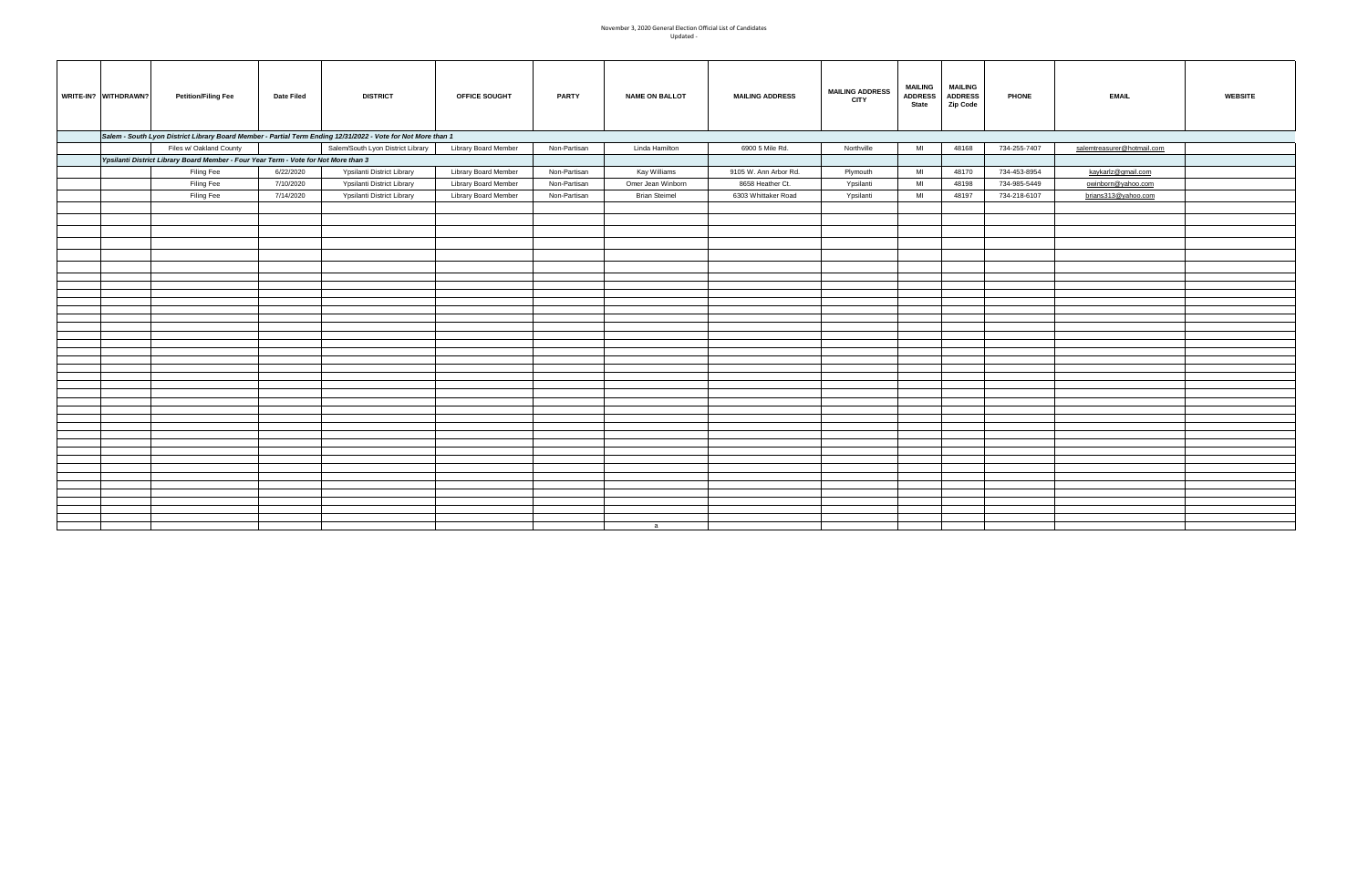November 3, 2020 General Election Official List of Candidates
Updated -

| WRITE-IN? | WITHDRAWN? | Petition/Filing Fee | Date Filed | DISTRICT | OFFICE SOUGHT | PARTY | NAME ON BALLOT | MAILING ADDRESS | MAILING ADDRESS CITY | MAILING ADDRESS State | MAILING ADDRESS Zip Code | PHONE | EMAIL | WEBSITE |
|---|---|---|---|---|---|---|---|---|---|---|---|---|---|---|
| | *Salem - South Lyon District Library Board Member - Partial Term Ending 12/31/2022 - Vote for Not More than 1* | | | | | | | | | | | | | |
| | | Files w/ Oakland County | | Salem/South Lyon District Library | Library Board Member | Non-Partisan | Linda Hamilton | 6900 5 Mile Rd. | Northville | MI | 48168 | 734-255-7407 | salemtreasurer@hotmail.com | |
| | *Ypsilanti District Library Board Member - Four Year Term - Vote for Not More than 3* | | | | | | | | | | | | | |
| | | Filing Fee | 6/22/2020 | Ypsilanti District Library | Library Board Member | Non-Partisan | Kay Williams | 9105 W. Ann Arbor Rd. | Plymouth | MI | 48170 | 734-453-8954 | kaykarlz@gmail.com | |
| | | Filing Fee | 7/10/2020 | Ypsilanti District Library | Library Board Member | Non-Partisan | Omer Jean Winborn | 8658 Heather Ct. | Ypsilanti | MI | 48198 | 734-985-5449 | owinborn@yahoo.com | |
| | | Filing Fee | 7/14/2020 | Ypsilanti District Library | Library Board Member | Non-Partisan | Brian Steimel | 6303 Whittaker Road | Ypsilanti | MI | 48197 | 734-218-6107 | brians313@yahoo.com | |
| | | | | | | | a | | | | | | | |